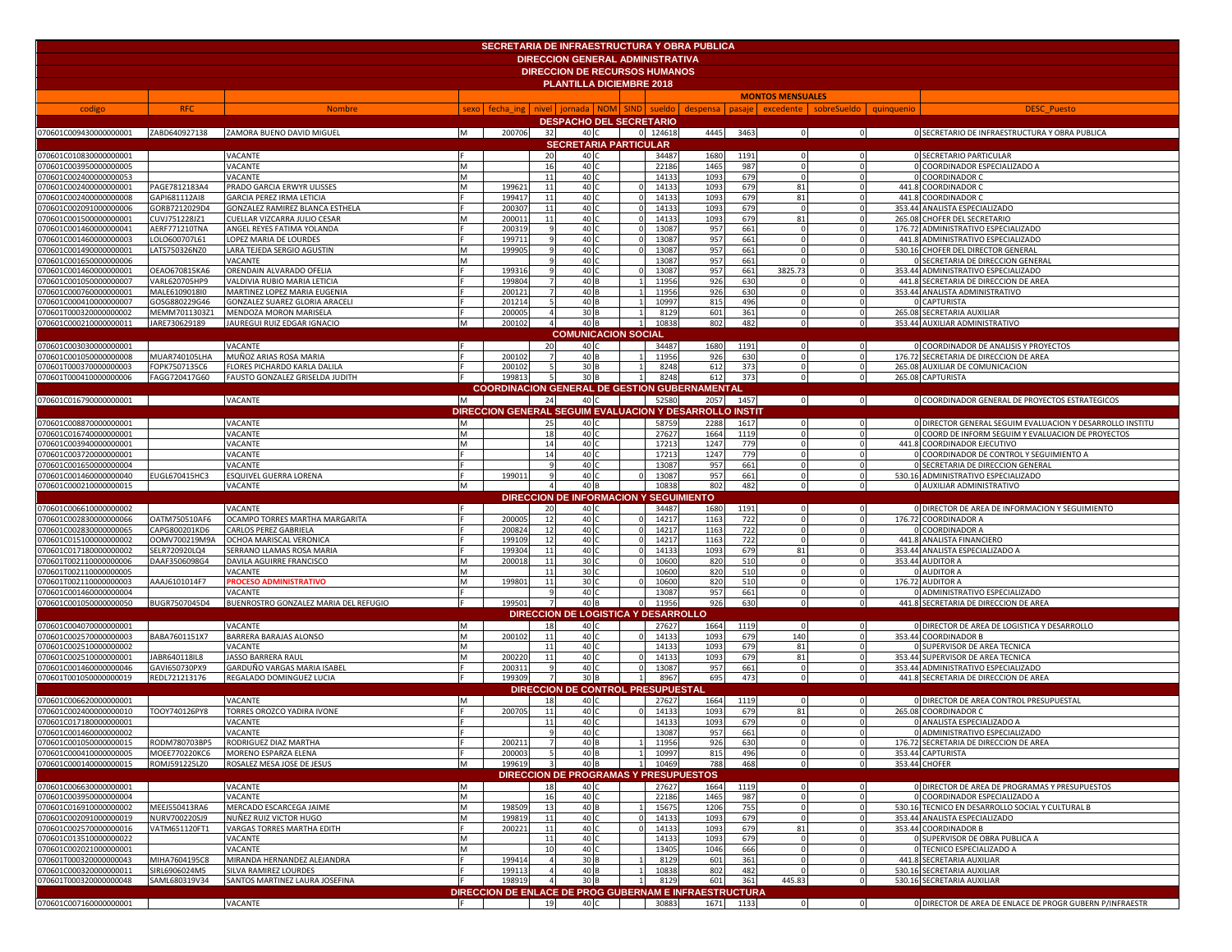# SECRETARIA DE INFRAESTRUCTURA Y OBRA PUBLICA

## DIRECCION GENERAL ADMINISTRATIVA

## DIRECCION DE RECURSOS HUMANOS

## PLANTILLA DICIEMBRE 2018

| codigo | RFC | Nombre | sexo | fecha_ing | nivel | jornada | NOM | SIND | sueldo | despensa | pasaje | excedente | sobreSueldo | quinquenio | DESC_Puesto |
|---|---|---|---|---|---|---|---|---|---|---|---|---|---|---|---|
| | | | | | | | | | MONTOS MENSUALES | | | | | | |
| **DESPACHO DEL SECRETARIO** | | | | | | | | | | | | | | | |
| 070601C009430000000001 | ZABD640927138 | ZAMORA BUENO DAVID MIGUEL | M | 200706 | 32 | 40 | C | 0 | 124618 | 4445 | 3463 | 0 | 0 | 0 | SECRETARIO DE INFRAESTRUCTURA Y OBRA PUBLICA |
| **SECRETARIA PARTICULAR** | | | | | | | | | | | | | | | |
| 070601C010830000000001 | | VACANTE | F | | 20 | 40 | C | | 34487 | 1680 | 1191 | 0 | 0 | 0 | SECRETARIO PARTICULAR |
| 070601C003950000000005 | | VACANTE | M | | 16 | 40 | C | | 22186 | 1465 | 987 | 0 | 0 | 0 | COORDINADOR ESPECIALIZADO A |
| 070601C002400000000053 | | VACANTE | M | | 11 | 40 | C | | 14133 | 1093 | 679 | 0 | 0 | 0 | COORDINADOR C |
| 070601C002400000000001 | PAGE7812183A4 | PRADO GARCIA ERWYR ULISSES | M | 199621 | 11 | 40 | C | 0 | 14133 | 1093 | 679 | 81 | 0 | 441.8 | COORDINADOR C |
| 070601C002400000000008 | GAPI681112AI8 | GARCIA PEREZ IRMA LETICIA | F | 199417 | 11 | 40 | C | 0 | 14133 | 1093 | 679 | 81 | 0 | 441.8 | COORDINADOR C |
| 070601C002091000000006 | GORB7212029D4 | GONZALEZ RAMIREZ BLANCA ESTHELA | F | 200307 | 11 | 40 | C | 0 | 14133 | 1093 | 679 | 0 | 0 | 353.44 | ANALISTA ESPECIALIZADO |
| 070601C001500000000001 | CUVJ751228JZ1 | CUELLAR VIZCARRA JULIO CESAR | M | 200011 | 11 | 40 | C | 0 | 14133 | 1093 | 679 | 81 | 0 | 265.08 | CHOFER DEL SECRETARIO |
| 070601C001460000000041 | AERF771210TNA | ANGEL REYES FATIMA YOLANDA | F | 200319 | 9 | 40 | C | 0 | 13087 | 957 | 661 | 0 | 0 | 176.72 | ADMINISTRATIVO ESPECIALIZADO |
| 070601C001460000000003 | LOLO600707L61 | LOPEZ MARIA DE LOURDES | F | 199711 | 9 | 40 | C | 0 | 13087 | 957 | 661 | 0 | 0 | 441.8 | ADMINISTRATIVO ESPECIALIZADO |
| 070601C001490000000001 | LATS750326NZ0 | LARA TEJEDA SERGIO AGUSTIN | M | 199905 | 9 | 40 | C | 0 | 13087 | 957 | 661 | 0 | 0 | 530.16 | CHOFER DEL DIRECTOR GENERAL |
| 070601C001650000000006 | | VACANTE | M | | 9 | 40 | C | | 13087 | 957 | 661 | 0 | 0 | 0 | SECRETARIA DE DIRECCION GENERAL |
| 070601C001460000000001 | OEAO670815KA6 | ORENDAIN ALVARADO OFELIA | F | 199316 | 9 | 40 | C | 0 | 13087 | 957 | 661 | 3825.73 | 0 | 353.44 | ADMINISTRATIVO ESPECIALIZADO |
| 070601C001050000000007 | VARL620705HP9 | VALDIVIA RUBIO MARIA LETICIA | F | 199804 | 7 | 40 | B | 1 | 11956 | 926 | 630 | 0 | 0 | 441.8 | SECRETARIA DE DIRECCION DE AREA |
| 070601C000760000000001 | MALE6109018I0 | MARTINEZ LOPEZ MARIA EUGENIA | F | 200121 | 7 | 40 | B | 1 | 11956 | 926 | 630 | 0 | 0 | 353.44 | ANALISTA ADMINISTRATIVO |
| 070601C000410000000007 | GOSG880229G46 | GONZALEZ SUAREZ GLORIA ARACELI | F | 201214 | 5 | 40 | B | 1 | 10997 | 815 | 496 | 0 | 0 | 0 | CAPTURISTA |
| 070601T000320000000002 | MEMM7011303Z1 | MENDOZA MORON MARISELA | F | 200005 | 4 | 30 | B | 1 | 8129 | 601 | 361 | 0 | 0 | 265.08 | SECRETARIA AUXILIAR |
| 070601C000210000000011 | JARE730629189 | JAUREGUI RUIZ EDGAR IGNACIO | M | 200102 | 4 | 40 | B | 1 | 10838 | 802 | 482 | 0 | 0 | 353.44 | AUXILIAR ADMINISTRATIVO |
| **COMUNICACION SOCIAL** | | | | | | | | | | | | | | | |
| 070601C003030000000001 | | VACANTE | F | | 20 | 40 | C | | 34487 | 1680 | 1191 | 0 | 0 | 0 | COORDINADOR DE ANALISIS Y PROYECTOS |
| 070601C001050000000008 | MUAR740105LHA | MUÑOZ ARIAS ROSA MARIA | F | 200102 | 7 | 40 | B | 1 | 11956 | 926 | 630 | 0 | 0 | 176.72 | SECRETARIA DE DIRECCION DE AREA |
| 070601T000370000000003 | FOPK750713SC6 | FLORES PICHARDO KARLA DALILA | F | 200102 | 5 | 30 | B | 1 | 8248 | 612 | 373 | 0 | 0 | 265.08 | AUXILIAR DE COMUNICACION |
| 070601T000410000000006 | FAGG720417G60 | FAUSTO GONZALEZ GRISELDA JUDITH | F | 199813 | 5 | 30 | B | 1 | 8248 | 612 | 373 | 0 | 0 | 265.08 | CAPTURISTA |
| **COORDINACION GENERAL DE GESTION GUBERNAMENTAL** | | | | | | | | | | | | | | | |
| 070601C016790000000001 | | VACANTE | M | | 24 | 40 | C | | 52580 | 2057 | 1457 | 0 | 0 | 0 | COORDINADOR GENERAL DE PROYECTOS ESTRATEGICOS |
| **DIRECCION GENERAL SEGUIM EVALUACION Y DESARROLLO INSTIT** | | | | | | | | | | | | | | | |
| 070601C008870000000001 | | VACANTE | M | | 25 | 40 | C | | 58759 | 2288 | 1617 | 0 | 0 | 0 | DIRECTOR GENERAL SEGUIM EVALUACION Y DESARROLLO INSTITU |
| 070601C016740000000001 | | VACANTE | M | | 18 | 40 | C | | 27627 | 1664 | 1119 | 0 | 0 | 0 | COORD DE INFORM SEGUIM Y EVALUACION DE PROYECTOS |
| 070601C003940000000001 | | VACANTE | M | | 14 | 40 | C | | 17213 | 1247 | 779 | 0 | 0 | 441.8 | COORDINADOR EJECUTIVO |
| 070601C003720000000001 | | VACANTE | F | | 14 | 40 | C | | 17213 | 1247 | 779 | 0 | 0 | 0 | COORDINADOR DE CONTROL Y SEGUIMIENTO A |
| 070601C001650000000004 | | VACANTE | F | | 9 | 40 | C | | 13087 | 957 | 661 | 0 | 0 | 0 | SECRETARIA DE DIRECCION GENERAL |
| 070601C001460000000040 | EUGL670415HC3 | ESQUIVEL GUERRA LORENA | F | 199011 | 9 | 40 | C | 0 | 13087 | 957 | 661 | 0 | 0 | 530.16 | ADMINISTRATIVO ESPECIALIZADO |
| 070601C000210000000015 | | VACANTE | M | | 4 | 40 | B | | 10838 | 802 | 482 | 0 | 0 | 0 | AUXILIAR ADMINISTRATIVO |
| **DIRECCION DE INFORMACION Y SEGUIMIENTO** | | | | | | | | | | | | | | | |
| 070601C006610000000002 | | VACANTE | F | | 20 | 40 | C | | 34487 | 1680 | 1191 | 0 | 0 | 0 | DIRECTOR DE AREA DE INFORMACION Y SEGUIMIENTO |
| 070601C002830000000066 | OATM750510AF6 | OCAMPO TORRES MARTHA MARGARITA | F | 200005 | 12 | 40 | C | 0 | 14217 | 1163 | 722 | 0 | 0 | 176.72 | COORDINADOR A |
| 070601C002830000000065 | CAPG800201KD6 | CARLOS PEREZ GABRIELA | F | 200824 | 12 | 40 | C | 0 | 14217 | 1163 | 722 | 0 | 0 | 0 | COORDINADOR A |
| 070601C015100000000002 | OOMV700219M9A | OCHOA MARISCAL VERONICA | F | 199109 | 12 | 40 | C | 0 | 14217 | 1163 | 722 | 0 | 0 | 441.8 | ANALISTA FINANCIERO |
| 070601C017180000000002 | SELR720920LQ4 | SERRANO LLAMAS ROSA MARIA | F | 199304 | 11 | 40 | C | 0 | 14133 | 1093 | 679 | 81 | 0 | 353.44 | ANALISTA ESPECIALIZADO A |
| 070601C002110000000006 | DAAF3506098G4 | DAVILA AGUIRRE FRANCISCO | M | 200018 | 11 | 30 | C | 0 | 10600 | 820 | 510 | 0 | 0 | 353.44 | AUDITOR A |
| 070601T002110000000005 | | VACANTE | M | | 11 | 30 | C | | 10600 | 820 | 510 | 0 | 0 | 0 | AUDITOR A |
| 070601T002110000000003 | AAAJ6101014F7 | PROCESO ADMINISTRATIVO | M | 199801 | 11 | 30 | C | 0 | 10600 | 820 | 510 | 0 | 0 | 176.72 | AUDITOR A |
| 070601C001460000000004 | | VACANTE | F | | 9 | 40 | C | | 13087 | 957 | 661 | 0 | 0 | 0 | ADMINISTRATIVO ESPECIALIZADO |
| 070601C001050000000050 | BUGR7507045D4 | BUENROSTRO GONZALEZ MARIA DEL REFUGIO | F | 199501 | 7 | 40 | B | 0 | 11956 | 926 | 630 | 0 | 0 | 441.8 | SECRETARIA DE DIRECCION DE AREA |
| **DIRECCION DE LOGISTICA Y DESARROLLO** | | | | | | | | | | | | | | | |
| 070601C004070000000001 | | VACANTE | M | | 18 | 40 | C | | 27627 | 1664 | 1119 | 0 | 0 | 0 | DIRECTOR DE AREA DE LOGISTICA Y DESARROLLO |
| 070601C002570000000003 | BABA7601151X7 | BARRERA BARAJAS ALONSO | M | 200102 | 11 | 40 | C | 0 | 14133 | 1093 | 679 | 140 | 0 | 353.44 | COORDINADOR B |
| 070601C002510000000002 | | VACANTE | M | | 11 | 40 | C | | 14133 | 1093 | 679 | 81 | 0 | 0 | SUPERVISOR DE AREA TECNICA |
| 070601C002510000000001 | JABR640118IL8 | JASSO BARRERA RAUL | M | 200220 | 11 | 40 | C | 0 | 14133 | 1093 | 679 | 81 | 0 | 353.44 | SUPERVISOR DE AREA TECNICA |
| 070601C001460000000046 | GAVI650730PX9 | GARDUÑO VARGAS MARIA ISABEL | F | 200311 | 9 | 40 | C | 0 | 13087 | 957 | 661 | 0 | 0 | 353.44 | ADMINISTRATIVO ESPECIALIZADO |
| 070601T001050000000019 | REDL721213176 | REGALADO DOMINGUEZ LUCIA | F | 199309 | 7 | 30 | B | 1 | 8967 | 695 | 473 | 0 | 0 | 441.8 | SECRETARIA DE DIRECCION DE AREA |
| **DIRECCION DE CONTROL PRESUPUESTAL** | | | | | | | | | | | | | | | |
| 070601C006620000000001 | | VACANTE | M | | 18 | 40 | C | | 27627 | 1664 | 1119 | 0 | 0 | 0 | DIRECTOR DE AREA CONTROL PRESUPUESTAL |
| 070601C002400000000010 | TOOY740126PY8 | TORRES OROZCO YADIRA IVONE | F | 200705 | 11 | 40 | C | 0 | 14133 | 1093 | 679 | 81 | 0 | 265.08 | COORDINADOR C |
| 070601C017180000000001 | | VACANTE | F | | 11 | 40 | C | | 14133 | 1093 | 679 | 0 | 0 | 0 | ANALISTA ESPECIALIZADO A |
| 070601C001460000000002 | | VACANTE | F | | 9 | 40 | C | | 13087 | 957 | 661 | 0 | 0 | 0 | ADMINISTRATIVO ESPECIALIZADO |
| 070601C001050000000015 | RODM780703BP5 | RODRIGUEZ DIAZ MARTHA | F | 200211 | 7 | 40 | B | 1 | 11956 | 926 | 630 | 0 | 0 | 176.72 | SECRETARIA DE DIRECCION DE AREA |
| 070601C000410000000005 | MOEE770220KC6 | MORENO ESPARZA ELENA | F | 200003 | 5 | 40 | B | 1 | 10997 | 815 | 496 | 0 | 0 | 353.44 | CAPTURISTA |
| 070601C000140000000015 | ROMJ591225LZ0 | ROSALES MESA JOSE DE JESUS | M | 199619 | 3 | 40 | B | 1 | 10469 | 788 | 468 | 0 | 0 | 353.44 | CHOFER |
| **DIRECCION DE PROGRAMAS Y PRESUPUESTOS** | | | | | | | | | | | | | | | |
| 070601C006630000000001 | | VACANTE | M | | 18 | 40 | C | | 27627 | 1664 | 1119 | 0 | 0 | 0 | DIRECTOR DE AREA DE PROGRAMAS Y PRESUPUESTOS |
| 070601C003950000000004 | | VACANTE | M | | 16 | 40 | C | | 22186 | 1465 | 987 | 0 | 0 | 0 | COORDINADOR ESPECIALIZADO A |
| 070601C016910000000002 | MEEJ550413RA6 | MERCADO ESCARCEGA JAIME | M | 198509 | 13 | 40 | B | 1 | 15675 | 1206 | 755 | 0 | 0 | 530.16 | TECNICO EN DESARROLLO SOCIAL Y CULTURAL B |
| 070601C002091000000019 | NURV700220SJ9 | NUÑEZ RUIZ VICTOR HUGO | M | 199819 | 11 | 40 | C | 0 | 14133 | 1093 | 679 | 0 | 0 | 353.44 | ANALISTA ESPECIALIZADO |
| 070601C002570000000016 | VATM651120FT1 | VARGAS TORRES MARTHA EDITH | F | 200221 | 11 | 40 | C | 0 | 14133 | 1093 | 679 | 81 | 0 | 353.44 | COORDINADOR B |
| 070601C013510000000022 | | VACANTE | M | | 11 | 40 | C | | 14133 | 1093 | 679 | 0 | 0 | 0 | SUPERVISOR DE OBRA PUBLICA A |
| 070601C002021000000001 | | VACANTE | M | | 10 | 40 | C | | 13405 | 1046 | 666 | 0 | 0 | 0 | TECNICO ESPECIALIZADO A |
| 070601T000320000000043 | MIHA7604195C8 | MIRANDA HERNANDEZ ALEJANDRA | F | 199414 | 4 | 30 | B | 1 | 8129 | 601 | 361 | 0 | 0 | 441.8 | SECRETARIA AUXILIAR |
| 070601C000320000000011 | SIRL6906024M5 | SILVA RAMIREZ LOURDES | F | 199113 | 4 | 40 | B | 1 | 10838 | 802 | 482 | 0 | 0 | 530.16 | SECRETARIA AUXILIAR |
| 070601T000320000000048 | SAML680319V34 | SANTOS MARTINEZ LAURA JOSEFINA | F | 198919 | 4 | 30 | B | 1 | 8129 | 601 | 361 | 445.83 | 0 | 530.16 | SECRETARIA AUXILIAR |
| **DIRECCION DE ENLACE DE PROG GUBERNAM E INFRAESTRUCTURA** | | | | | | | | | | | | | | | |
| 070601C007160000000001 | | VACANTE | F | | 19 | 40 | C | | 30883 | 1671 | 1133 | 0 | 0 | 0 | DIRECTOR DE AREA DE ENLACE DE PROGR GUBERN P/INFRAESTR |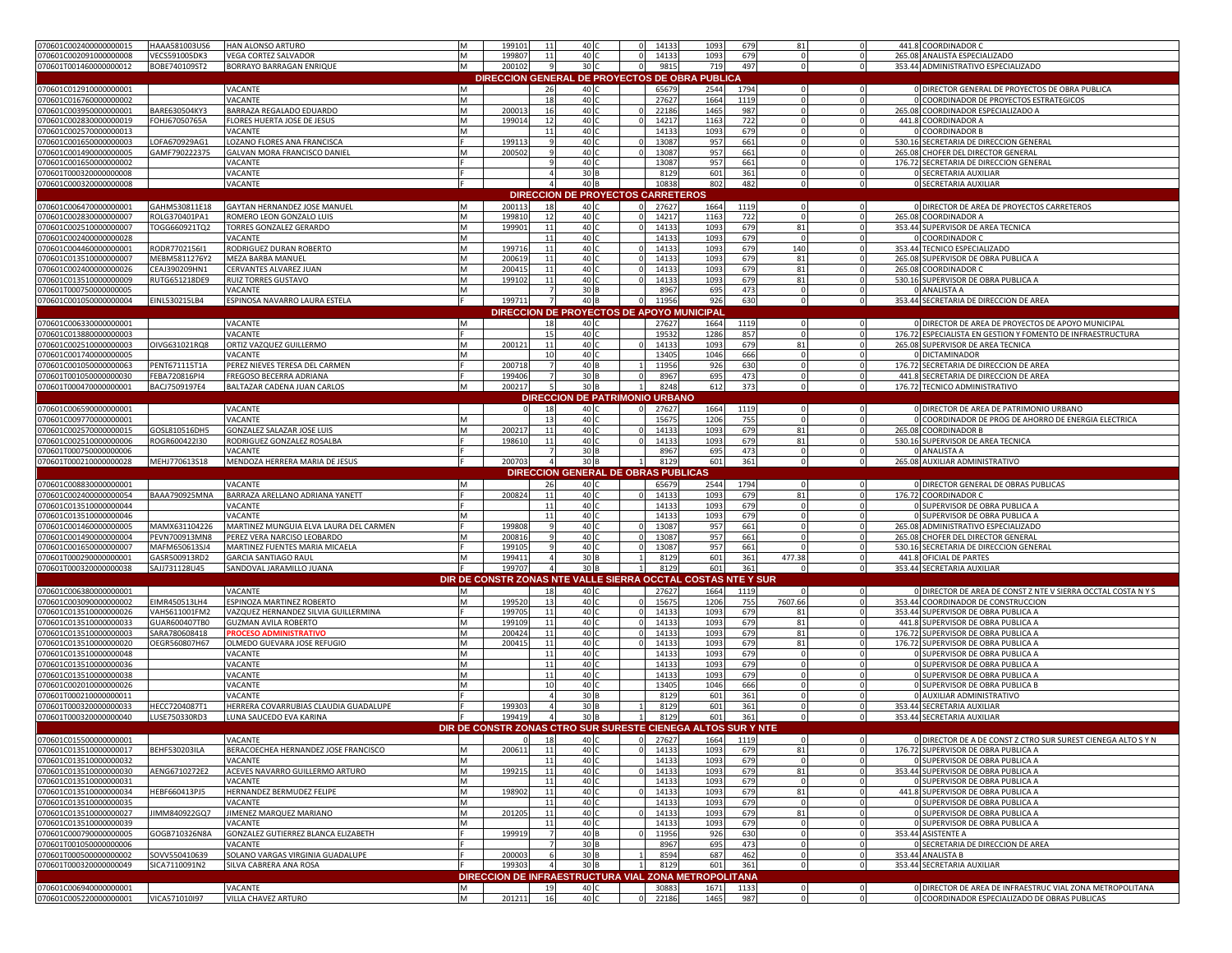| | | | | | | | | | | | | | | | |
|---|---|---|---|---|---|---|---|---|---|---|---|---|---|---|---|
| 070601C002400000000015 | HAAA581003US6 | HAN ALONSO ARTURO | M | 199101 | 11 | 40 | C | 0 | 14133 | 1093 | 679 | 81 | 0 | 441.8 | COORDINADOR C |
| 070601C002091000000008 | VECS591005DK3 | VEGA CORTEZ SALVADOR | M | 199807 | 11 | 40 | C | 0 | 14133 | 1093 | 679 | 0 | 0 | 265.08 | ANALISTA ESPECIALIZADO |
| 070601T001460000000012 | BOBE740109ST2 | BORRAYO BARRAGAN ENRIQUE | M | 200102 | 9 | 30 | C | | 9815 | 719 | 497 | 0 | 0 | 353.44 | ADMINISTRATIVO ESPECIALIZADO |
| **DIRECCION GENERAL DE PROYECTOS DE OBRA PUBLICA** | | | | | | | | | | | | | | | |
| 070601C012910000000001 | | VACANTE | M | | 26 | 40 | C | | 65679 | 2544 | 1794 | 0 | 0 | 0 | DIRECTOR GENERAL DE PROYECTOS DE OBRA PUBLICA |
| 070601C016760000000002 | | VACANTE | M | | 18 | 40 | C | | 27627 | 1664 | 1119 | 0 | 0 | 0 | COORDINADOR DE PROYECTOS ESTRATEGICOS |
| 070601C003950000000001 | BARE630504KY3 | BARRAZA REGALADO EDUARDO | M | 200013 | 16 | 40 | C | 0 | 22186 | 1465 | 987 | 0 | 0 | 265.08 | COORDINADOR ESPECIALIZADO A |
| 070601C002830000000019 | FOHJ6705076SA | FLORES HUERTA JOSE DE JESUS | M | 199014 | 12 | 40 | C | 0 | 14217 | 1163 | 722 | 0 | 0 | 441.8 | COORDINADOR A |
| 070601C002570000000013 | | VACANTE | M | | 11 | 40 | C | | 14133 | 1093 | 679 | 0 | 0 | 0 | COORDINADOR B |
| 070601C001650000000003 | LOFA670929AG1 | LOZANO FLORES ANA FRANCISCA | F | 199113 | 9 | 40 | C | 0 | 13087 | 957 | 661 | 0 | 0 | 530.16 | SECRETARIA DE DIRECCION GENERAL |
| 070601C001490000000005 | GAMF790222375 | GALVAN MORA FRANCISCO DANIEL | M | 200502 | 9 | 40 | C | 0 | 13087 | 957 | 661 | 0 | 0 | 265.08 | CHOFER DEL DIRECTOR GENERAL |
| 070601C001650000000002 | | VACANTE | F | | 9 | 40 | C | | 13087 | 957 | 661 | 0 | 0 | 176.72 | SECRETARIA DE DIRECCION GENERAL |
| 070601T000320000000008 | | VACANTE | F | | 4 | 30 | B | | 8129 | 601 | 361 | 0 | 0 | 0 | SECRETARIA AUXILIAR |
| 070601C000320000000008 | | VACANTE | F | | 4 | 40 | B | | 10838 | 802 | 482 | 0 | 0 | 0 | SECRETARIA AUXILIAR |
| **DIRECCION DE PROYECTOS CARRETEROS** | | | | | | | | | | | | | | | |
| 070601C006470000000001 | GAHM530811E18 | GAYTAN HERNANDEZ JOSE MANUEL | M | 200113 | 18 | 40 | C | 0 | 27627 | 1664 | 1119 | 0 | 0 | 0 | DIRECTOR DE AREA DE PROYECTOS CARRETEROS |
| 070601C002830000000007 | ROLG370401PA1 | ROMERO LEON GONZALO LUIS | M | 199810 | 12 | 40 | C | 0 | 14217 | 1163 | 722 | 0 | 0 | 265.08 | COORDINADOR A |
| 070601C002510000000007 | TOGG660921TQ2 | TORRES GONZALEZ GERARDO | M | 199901 | 11 | 40 | C | 0 | 14133 | 1093 | 679 | 81 | 0 | 353.44 | SUPERVISOR DE AREA TECNICA |
| 070601C002400000000028 | | VACANTE | M | | 11 | 40 | C | | 14133 | 1093 | 679 | 0 | 0 | 0 | COORDINADOR C |
| 070601C004460000000001 | RODR770215 6I1 | RODRIGUEZ DURAN ROBERTO | M | 199716 | 11 | 40 | C | 0 | 14133 | 1093 | 679 | 140 | 0 | 353.44 | TECNICO ESPECIALIZADO |
| 070601C013510000000007 | MEBM5811276Y2 | MEZA BARBA MANUEL | M | 200619 | 11 | 40 | C | 0 | 14133 | 1093 | 679 | 81 | 0 | 265.08 | SUPERVISOR DE OBRA PUBLICA A |
| 070601C002400000000026 | CEAJ390209HN1 | CERVANTES ALVAREZ JUAN | M | 200415 | 11 | 40 | C | 0 | 14133 | 1093 | 679 | 81 | 0 | 265.08 | COORDINADOR C |
| 070601C013510000000009 | RUTG651218DE9 | RUIZ TORRES GUSTAVO | M | 199102 | 11 | 40 | C | 0 | 14133 | 1093 | 679 | 81 | 0 | 530.16 | SUPERVISOR DE OBRA PUBLICA A |
| 070601T000750000000005 | | VACANTE | M | | 7 | 30 | B | | 8967 | 695 | 473 | 0 | 0 | 0 | ANALISTA A |
| 070601C001050000000004 | EINL530215LB4 | ESPINOSA NAVARRO LAURA ESTELA | F | 199711 | 7 | 40 | B | 0 | 11956 | 926 | 630 | 0 | 0 | 353.44 | SECRETARIA DE DIRECCION DE AREA |
| **DIRECCION DE PROYECTOS DE APOYO MUNICIPAL** | | | | | | | | | | | | | | | |
| 070601C006330000000001 | | VACANTE | M | | 18 | 40 | C | | 27627 | 1664 | 1119 | 0 | 0 | 0 | DIRECTOR DE AREA DE PROYECTOS DE APOYO MUNICIPAL |
| 070601C013880000000003 | | VACANTE | F | | 15 | 40 | C | | 19532 | 1286 | 857 | 0 | 0 | 176.72 | ESPECIALISTA EN GESTION Y FOMENTO DE INFRAESTRUCTURA |
| 070601C002510000000003 | OIVG631021RQ8 | ORTIZ VAZQUEZ GUILLERMO | M | 200121 | 11 | 40 | C | 0 | 14133 | 1093 | 679 | 81 | 0 | 265.08 | SUPERVISOR DE AREA TECNICA |
| 070601C001740000000005 | | VACANTE | M | | 10 | 40 | C | | 13405 | 1046 | 666 | 0 | 0 | 0 | DICTAMINADOR |
| 070601C001050000000063 | PENT671115T1A | PEREZ NIEVES TERESA DEL CARMEN | F | 200718 | 7 | 40 | B | 1 | 11956 | 926 | 630 | 0 | 0 | 176.72 | SECRETARIA DE DIRECCION DE AREA |
| 070601T001050000000030 | FEBA720816PI4 | FREGOSO BECERRA ADRIANA | F | 199406 | 7 | 30 | B | 0 | 8967 | 695 | 473 | 0 | 0 | 441.8 | SECRETARIA DE DIRECCION DE AREA |
| 070601T000470000000001 | BACJ7509197E4 | BALTAZAR CADENA JUAN CARLOS | M | 200217 | 5 | 30 | B | 1 | 8248 | 612 | 373 | 0 | 0 | 176.72 | TECNICO ADMINISTRATIVO |
| **DIRECCION DE PATRIMONIO URBANO** | | | | | | | | | | | | | | | |
| 070601C006590000000001 | | VACANTE | | 0 | 18 | 40 | C | 0 | 27627 | 1664 | 1119 | 0 | 0 | 0 | DIRECTOR DE AREA DE PATRIMONIO URBANO |
| 070601C009770000000001 | | VACANTE | M | | 13 | 40 | C | | 15675 | 1206 | 755 | 0 | 0 | 0 | COORDINADOR DE PROG DE AHORRO DE ENERGIA ELECTRICA |
| 070601C002570000000015 | GOSL810516DH5 | GONZALEZ SALAZAR JOSE LUIS | M | 200217 | 11 | 40 | C | 0 | 14133 | 1093 | 679 | 81 | 0 | 265.08 | COORDINADOR B |
| 070601C002510000000006 | ROGR600422I30 | RODRIGUEZ GONZALEZ ROSALBA | F | 198610 | 11 | 40 | C | 0 | 14133 | 1093 | 679 | 81 | 0 | 530.16 | SUPERVISOR DE AREA TECNICA |
| 070601T000750000000006 | | VACANTE | F | | 7 | 30 | B | | 8967 | 695 | 473 | 0 | 0 | 0 | ANALISTA A |
| 070601T000210000000028 | MEHJ770613S18 | MENDOZA HERRERA MARIA DE JESUS | F | 200703 | 4 | 30 | B | 1 | 8129 | 601 | 361 | 0 | 0 | 265.08 | AUXILIAR ADMINISTRATIVO |
| **DIRECCION GENERAL DE OBRAS PUBLICAS** | | | | | | | | | | | | | | | |
| 070601C008830000000001 | | VACANTE | M | | 26 | 40 | C | | 65679 | 2544 | 1794 | 0 | 0 | 0 | DIRECTOR GENERAL DE OBRAS PUBLICAS |
| 070601C002400000000054 | BAAA790925MNA | BARRAZA ARELLANO ADRIANA YANETT | F | 200824 | 11 | 40 | C | 0 | 14133 | 1093 | 679 | 81 | 0 | 176.72 | COORDINADOR C |
| 070601C013510000000044 | | VACANTE | F | | 11 | 40 | C | | 14133 | 1093 | 679 | 0 | 0 | 0 | SUPERVISOR DE OBRA PUBLICA A |
| 070601C013510000000046 | | VACANTE | M | | 11 | 40 | C | | 14133 | 1093 | 679 | 0 | 0 | 0 | SUPERVISOR DE OBRA PUBLICA A |
| 070601C001460000000005 | MAMX631104226 | MARTINEZ MUNGUIA ELVA LAURA DEL CARMEN | F | 199808 | 9 | 40 | C | 0 | 13087 | 957 | 661 | 0 | 0 | 265.08 | ADMINISTRATIVO ESPECIALIZADO |
| 070601C001490000000004 | PEVN700913MN8 | PEREZ VERA NARCISO LEOBARDO | M | 200816 | 9 | 40 | C | 0 | 13087 | 957 | 661 | 0 | 0 | 265.08 | CHOFER DEL DIRECTOR GENERAL |
| 070601C001650000000007 | MAFM650613SJ4 | MARTINEZ FUENTES MARIA MICAELA | F | 199105 | 9 | 40 | C | 0 | 13087 | 957 | 661 | 0 | 0 | 530.16 | SECRETARIA DE DIRECCION GENERAL |
| 070601T000290000000001 | GASR500913RD2 | GARCIA SANTIAGO RAUL | M | 199411 | 4 | 30 | B | 1 | 8129 | 601 | 361 | 477.38 | 0 | 441.8 | OFICIAL DE PARTES |
| 070601T000320000000038 | SAJJ731128U45 | SANDOVAL JARAMILLO JUANA | F | 199707 | 4 | 30 | B | 1 | 8129 | 601 | 361 | 0 | 0 | 353.44 | SECRETARIA AUXILIAR |
| **DIR DE CONSTR ZONAS NTE VALLE SIERRA OCCTAL COSTAS NTE Y SUR** | | | | | | | | | | | | | | | |
| 070601C006380000000001 | | VACANTE | M | | 18 | 40 | C | | 27627 | 1664 | 1119 | 0 | 0 | 0 | DIRECTOR DE AREA DE CONST Z NTE V SIERRA OCCTAL COSTA N Y S |
| 070601C003090000000002 | EIMR450513LH4 | ESPINOZA MARTINEZ ROBERTO | M | 199520 | 13 | 40 | C | 0 | 15675 | 1206 | 755 | 7607.66 | 0 | 353.44 | COORDINADOR DE CONSTRUCCION |
| 070601C013510000000026 | VAHS611001FM2 | VAZQUEZ HERNANDEZ SILVIA GUILLERMINA | F | 199705 | 11 | 40 | C | 0 | 14133 | 1093 | 679 | 81 | 0 | 353.44 | SUPERVISOR DE OBRA PUBLICA A |
| 070601C013510000000033 | GUAR600407TB0 | GUZMAN AVILA ROBERTO | M | 199109 | 11 | 40 | C | 0 | 14133 | 1093 | 679 | 81 | 0 | 441.8 | SUPERVISOR DE OBRA PUBLICA A |
| 070601C013510000000003 | SARA780608418 | PROCESO ADMINISTRATIVO | M | 200424 | 11 | 40 | C | 0 | 14133 | 1093 | 679 | 81 | 0 | 176.72 | SUPERVISOR DE OBRA PUBLICA A |
| 070601C013510000000020 | OEGR560807H67 | OLMEDO GUEVARA JOSE REFUGIO | M | 200415 | 11 | 40 | C | 0 | 14133 | 1093 | 679 | 81 | 0 | 176.72 | SUPERVISOR DE OBRA PUBLICA A |
| 070601C013510000000048 | | VACANTE | M | | 11 | 40 | C | | 14133 | 1093 | 679 | 0 | 0 | 0 | SUPERVISOR DE OBRA PUBLICA A |
| 070601C013510000000036 | | VACANTE | M | | 11 | 40 | C | | 14133 | 1093 | 679 | 0 | 0 | 0 | SUPERVISOR DE OBRA PUBLICA A |
| 070601C013510000000038 | | VACANTE | M | | 11 | 40 | C | | 14133 | 1093 | 679 | 0 | 0 | 0 | SUPERVISOR DE OBRA PUBLICA A |
| 070601C002010000000026 | | VACANTE | M | | 10 | 40 | C | | 13405 | 1046 | 666 | 0 | 0 | 0 | SUPERVISOR DE OBRA PUBLICA B |
| 070601T000210000000011 | | VACANTE | F | | 4 | 30 | B | | 8129 | 601 | 361 | 0 | 0 | 0 | AUXILIAR ADMINISTRATIVO |
| 070601T000320000000033 | HECC7204087T1 | HERRERA COVARRUBIAS CLAUDIA GUADALUPE | F | 199303 | 4 | 30 | B | 1 | 8129 | 601 | 361 | 0 | 0 | 353.44 | SECRETARIA AUXILIAR |
| 070601T000320000000040 | LUSE750330RD3 | LUNA SAUCEDO EVA KARINA | F | 199419 | 4 | 30 | B | 1 | 8129 | 601 | 361 | 0 | 0 | 353.44 | SECRETARIA AUXILIAR |
| **DIR DE CONSTR ZONAS CTRO SUR SURESTE CIENEGA ALTOS SUR Y NTE** | | | | | | | | | | | | | | | |
| 070601C015500000000001 | | VACANTE | | 0 | 18 | 40 | C | 0 | 27627 | 1664 | 1119 | 0 | 0 | 0 | DIRECTOR DE A DE CONST Z CTRO SUR SUREST CIENEGA ALTO S Y N |
| 070601C013510000000017 | BEHF530203ILA | BERACOECHEA HERNANDEZ JOSE FRANCISCO | M | 200611 | 11 | 40 | C | 0 | 14133 | 1093 | 679 | 81 | 0 | 176.72 | SUPERVISOR DE OBRA PUBLICA A |
| 070601C013510000000032 | | VACANTE | M | | 11 | 40 | C | | 14133 | 1093 | 679 | 0 | 0 | 0 | SUPERVISOR DE OBRA PUBLICA A |
| 070601C013510000000030 | AENG6710272E2 | ACEVES NAVARRO GUILLERMO ARTURO | M | 199215 | 11 | 40 | C | 0 | 14133 | 1093 | 679 | 81 | 0 | 353.44 | SUPERVISOR DE OBRA PUBLICA A |
| 070601C013510000000031 | | VACANTE | M | | 11 | 40 | C | | 14133 | 1093 | 679 | 0 | 0 | 0 | SUPERVISOR DE OBRA PUBLICA A |
| 070601C013510000000034 | HEBF660413PJ5 | HERNANDEZ BERMUDEZ FELIPE | M | 198902 | 11 | 40 | C | 0 | 14133 | 1093 | 679 | 81 | 0 | 441.8 | SUPERVISOR DE OBRA PUBLICA A |
| 070601C013510000000035 | | VACANTE | M | | 11 | 40 | C | | 14133 | 1093 | 679 | 0 | 0 | 0 | SUPERVISOR DE OBRA PUBLICA A |
| 070601C013510000000027 | JIMM840922GQ7 | JIMENEZ MARQUEZ MARIANO | M | 201205 | 11 | 40 | C | 0 | 14133 | 1093 | 679 | 81 | 0 | 0 | SUPERVISOR DE OBRA PUBLICA A |
| 070601C013510000000039 | | VACANTE | M | | 11 | 40 | C | | 14133 | 1093 | 679 | 0 | 0 | 0 | SUPERVISOR DE OBRA PUBLICA A |
| 070601C000790000000005 | GOGB710326N8A | GONZALEZ GUTIERREZ BLANCA ELIZABETH | F | 199919 | 7 | 40 | B | 0 | 11956 | 926 | 630 | 0 | 0 | 353.44 | ASISTENTE A |
| 070601T001050000000006 | | VACANTE | F | | 7 | 30 | B | | 8967 | 695 | 473 | 0 | 0 | 0 | SECRETARIA DE DIRECCION DE AREA |
| 070601T000500000000002 | SOVV550410639 | SOLANO VARGAS VIRGINIA GUADALUPE | F | 200003 | 6 | 30 | B | 1 | 8594 | 687 | 462 | 0 | 0 | 353.44 | ANALISTA B |
| 070601T000320000000049 | SICA7110091N2 | SILVA CABRERA ANA ROSA | F | 199303 | 4 | 30 | B | 1 | 8129 | 601 | 361 | 0 | 0 | 353.44 | SECRETARIA AUXILIAR |
| **DIRECCION DE INFRAESTRUCTURA VIAL ZONA METROPOLITANA** | | | | | | | | | | | | | | | |
| 070601C006940000000001 | | VACANTE | M | | 19 | 40 | C | | 30883 | 1671 | 1133 | 0 | 0 | 0 | DIRECTOR DE AREA DE INFRAESTRUC VIAL ZONA METROPOLITANA |
| 070601C005220000000001 | VICA571010I97 | VILLA CHAVEZ ARTURO | M | 201211 | 16 | 40 | C | 0 | 22186 | 1465 | 987 | 0 | 0 | 0 | COORDINADOR ESPECIALIZADO DE OBRAS PUBLICAS |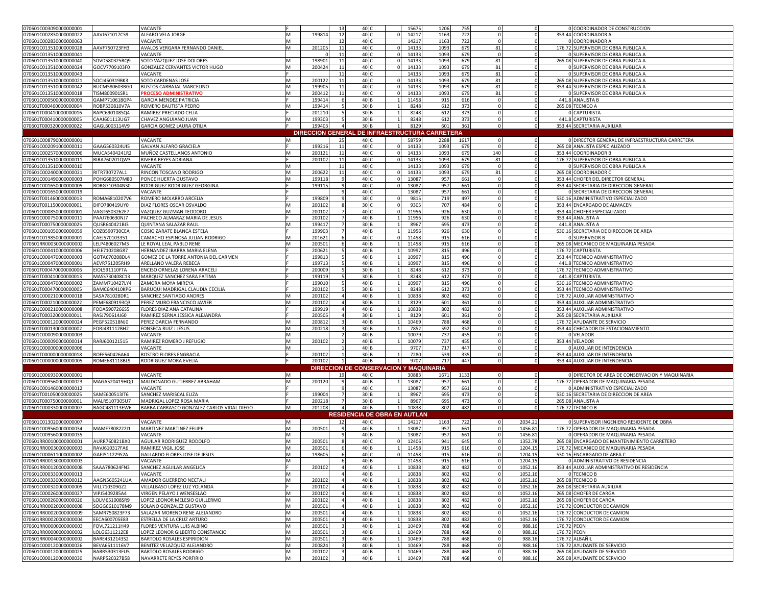| | | | | | | | | | | | | | | | |
|---|---|---|---|---|---|---|---|---|---|---|---|---|---|---|---|
| 070601C003090000000001 | | VACANTE | F | | 13 | 40 | C | | 15675 | 1206 | 755 | 0 | 0 | 0 | COORDINADOR DE CONSTRUCCION |
| 070601C002830000000022 | AAVJ671017CS9 | ALFARO VELA JORGE | M | 199814 | 12 | 40 | C | 0 | 14217 | 1163 | 722 | 0 | 0 | 353.44 | COORDINADOR A |
| 070601C002830000000063 | | VACANTE | M | | 12 | 40 | C | | 14217 | 1163 | 722 | 0 | 0 | 0 | COORDINADOR A |
| 070601C013510000000028 | AAVF750723FH3 | AVALOS VERGARA FERNANDO DANIEL | M | 201205 | 11 | 40 | C | 0 | 14133 | 1093 | 679 | 81 | 0 | 176.72 | SUPERVISOR DE OBRA PUBLICA A |
| 070601C013510000000041 | | VACANTE | | 0 | 11 | 40 | C | 0 | 14133 | 1093 | 679 | 0 | 0 | 0 | SUPERVISOR DE OBRA PUBLICA A |
| 070601C013510000000040 | SOVD580325RQ9 | SOTO VAZQUEZ JOSE DOLORES | M | 198901 | 11 | 40 | C | 0 | 14133 | 1093 | 679 | 81 | 0 | 265.08 | SUPERVISOR DE OBRA PUBLICA A |
| 070601C013510000000024 | GOCV7709103F0 | GONZALEZ CERVANTES VICTOR HUGO | M | 200424 | 11 | 40 | C | 0 | 14133 | 1093 | 679 | 81 | 0 | 0 | SUPERVISOR DE OBRA PUBLICA A |
| 070601C013510000000043 | | VACANTE | F | | 11 | 40 | C | | 14133 | 1093 | 679 | 81 | 0 | 0 | SUPERVISOR DE OBRA PUBLICA A |
| 070601C013510000000021 | SOCJ450319BK3 | SOTO CARDENAS JOSE | M | 200122 | 11 | 40 | C | 0 | 14133 | 1093 | 679 | 81 | 0 | 265.08 | SUPERVISOR DE OBRA PUBLICA A |
| 070601C013510000000042 | BUCM580603BG0 | BUSTOS CARBAJAL MARCELINO | M | 199905 | 11 | 40 | C | 0 | 14133 | 1093 | 679 | 81 | 0 | 353.44 | SUPERVISOR DE OBRA PUBLICA A |
| 070601C013510000000018 | TISM800901SR1 | **PROCESO ADMINISTRATIVO** | M | 200412 | 11 | 40 | C | 0 | 14133 | 1093 | 679 | 81 | 0 | 0 | SUPERVISOR DE OBRA PUBLICA A |
| 070601C000500000000003 | GAMP710618GP4 | GARCIA MENDEZ PATRICIA | F | 199414 | 6 | 40 | B | 1 | 11458 | 915 | 616 | 0 | 0 | 441.8 | ANALISTA B |
| 070601C000460000000004 | ROBP530810V7A | ROMERO BAUTISTA PEDRO | M | 199414 | 5 | 30 | B | 1 | 8248 | 612 | 373 | 0 | 0 | 265.08 | TECNICO A |
| 070601T000410000000016 | RAPC690108SQ4 | RAMIREZ PRECIADO CELIA | F | 201210 | 5 | 30 | B | 1 | 8248 | 612 | 373 | 0 | 0 | 0 | CAPTURISTA |
| 070601T000410000000005 | CAAJ601113UG7 | CHAVEZ ANGUIANO JUAN | M | 199303 | 5 | 30 | B | 1 | 8248 | 612 | 373 | 0 | 0 | 441.8 | CAPTURISTA |
| 070601T000320000000022 | GAGL6003114V9 | GARCIA GOMEZ LAURA OTILIA | F | 199403 | 4 | 30 | B | 1 | 8129 | 601 | 361 | 0 | 0 | 353.44 | SECRETARIA AUXILIAR |
| **DIRECCION GENERAL DE INFRAESTRUCTURA CARRETERA** | | | | | | | | | | | | | | | |
| 070601C008790000000001 | | VACANTE | M | | 25 | 40 | C | | 58759 | 2288 | 1617 | 0 | 0 | 0 | DIRECTOR GENERAL DE INFRAESTRUCTURA CARRETERA |
| 070601C002091000000011 | GAAG560324UI5 | GALVAN ALFARO GRACIELA | F | 199216 | 11 | 40 | C | 0 | 14133 | 1093 | 679 | 0 | 0 | 265.08 | ANALISTA ESPECIALIZADO |
| 070601C002570000000006 | MUCA5404241R2 | MUÑOZ CASTELLANOS ANTONIO | M | 200121 | 11 | 40 | C | 0 | 14133 | 1093 | 679 | 140 | 0 | 353.44 | COORDINADOR B |
| 070601C013510000000011 | RIRA760201QW3 | RIVERA REYES ADRIANA | F | 200102 | 11 | 40 | C | 0 | 14133 | 1093 | 679 | 81 | 0 | 176.72 | SUPERVISOR DE OBRA PUBLICA A |
| 070601C013510000000010 | | VACANTE | M | | 11 | 40 | C | | 14133 | 1093 | 679 | 0 | 0 | 0 | SUPERVISOR DE OBRA PUBLICA A |
| 070601C002400000000021 | RITR730727AL1 | RINCON TOSCANO RODRIGO | M | 200622 | 11 | 40 | C | 0 | 14133 | 1093 | 679 | 81 | 0 | 265.08 | COORDINADOR C |
| 070601C001490000000003 | POHG680507M80 | PONCE HUERTA GUSTAVO | M | 199118 | 9 | 40 | C | 0 | 13087 | 957 | 661 | 0 | 0 | 353.44 | CHOFER DEL DIRECTOR GENERAL |
| 070601C001650000000005 | RORG710304NS0 | RODRIGUEZ RODRIGUEZ GEORGINA | F | 199115 | 9 | 40 | C | 0 | 13087 | 957 | 661 | 0 | 0 | 353.44 | SECRETARIA DE DIRECCION GENERAL |
| 070601C001650000000019 | | VACANTE | F | | 9 | 40 | C | | 13087 | 957 | 661 | 0 | 0 | 0 | SECRETARIA DE DIRECCION GENERAL |
| 070601C001460000000013 | ROMA6810207V6 | ROMERO MOJARRO ARCELIA | F | 199809 | 9 | 30 | C | 0 | 9815 | 719 | 497 | 0 | 0 | 530.16 | ADMINISTRATIVO ESPECIALIZADO |
| 070601C001150000000001 | DIFO780419UY0 | DIAZ FLORES OSCAR OSVALDO | M | 200102 | 8 | 30 | C | 0 | 9305 | 707 | 484 | 0 | 0 | 353.44 | ENCARGADO DE ALMACEN |
| 070601C000850000000001 | VAGT6503262E7 | VAZQUEZ GUZMAN TEODORO | M | 200102 | 7 | 40 | C | 0 | 11956 | 926 | 630 | 0 | 0 | 353.44 | CHOFER ESPECIALIZADO |
| 070601C000750000000011 | PAAJ760630NJ7 | PACHECO ALMARAZ MARIA DE JESUS | F | 200102 | 7 | 40 | B | 1 | 11956 | 926 | 630 | 0 | 0 | 353.44 | ANALISTA A |
| 070601T000750000000025 | QUSR640421BI3 | QUINTANA SALAZAR RAUL | M | 199417 | 7 | 30 | B | 1 | 8967 | 695 | 473 | 0 | 0 | 441.8 | ANALISTA A |
| 070601C001050000000059 | COZB590730CEA | COSIO ZARATE BLANCA ESTELA | F | 199903 | 7 | 40 | B | 1 | 11956 | 926 | 630 | 0 | 0 | 530.16 | SECRETARIA DE DIRECCION DE AREA |
| 070601C019850000000001 | CAEJ570103351 | CAMACHO ESPINOSA JULIAN RODRIGO | M | 201621 | 6 | 40 | C | 0 | 11458 | 915 | 616 | 0 | 0 | 0 | SUPERVISOR B |
| 070601RR000300000000002 | LELP4806027M3 | LE ROYAL LEAL PABLO RENE | M | 200501 | 6 | 40 | B | 1 | 11458 | 915 | 616 | 0 | 0 | 265.08 | MECANICO DE MAQUINARIA PESADA |
| 070601C000410000000006 | HEIE710208G87 | HERNANDEZ IBARRA MARIA ELENA | F | 200621 | 5 | 40 | B | 1 | 10997 | 815 | 496 | 0 | 0 | 176.72 | CAPTURISTA |
| 070601C000470000000003 | GOTA670208DL4 | GOMEZ DE LA TORRE ANTONIA DEL CARMEN | F | 199813 | 5 | 40 | B | 1 | 10997 | 815 | 496 | 0 | 0 | 353.44 | TECNICO ADMINISTRATIVO |
| 070601C000470000000001 | AEVR751205RH9 | ARELLANO VALERA REBECA | F | 199713 | 5 | 40 | B | 1 | 10997 | 815 | 496 | 0 | 0 | 441.8 | TECNICO ADMINISTRATIVO |
| 070601T000470000000006 | EIOL591110FTA | ENCISO ORNELAS LORENA ARACELI | F | 200009 | 5 | 30 | B | 1 | 8248 | 612 | 373 | 0 | 0 | 176.72 | TECNICO ADMINISTRATIVO |
| 070601T000410000000013 | MASS730408C13 | MARQUEZ SANCHEZ SARA FATIMA | F | 199119 | 5 | 30 | B | 1 | 8248 | 612 | 373 | 0 | 0 | 441.8 | CAPTURISTA |
| 070601C000470000000002 | ZAMM710427LY4 | ZAMORA MOYA MIREYA | F | 199010 | 5 | 40 | B | 1 | 10997 | 815 | 496 | 0 | 0 | 530.16 | TECNICO ADMINISTRATIVO |
| 070601T000470000000005 | BAMC640410KP6 | BARUQUI MADRIGAL CLAUDIA CECILIA | F | 200102 | 5 | 30 | B | 1 | 8248 | 612 | 373 | 0 | 0 | 353.44 | TECNICO ADMINISTRATIVO |
| 070601C000210000000018 | SASA781028DR1 | SANCHEZ SANTIAGO ANDRES | M | 200102 | 4 | 40 | B | 1 | 10838 | 802 | 482 | 0 | 0 | 176.72 | AUXILIAR ADMINISTRATIVO |
| 070601T000210000000022 | PEMF6809193Q3 | PEREZ MURO FRANCISCO JAVIER | M | 200102 | 4 | 30 | B | 1 | 8129 | 601 | 361 | 0 | 0 | 353.44 | AUXILIAR ADMINISTRATIVO |
| 070601C000210000000008 | FODA5907266S5 | FLORES DIAZ ANA CATALINA | F | 199919 | 4 | 40 | B | 1 | 10838 | 802 | 482 | 0 | 0 | 353.44 | AUXILIAR ADMINISTRATIVO |
| 070601T000320000000011 | RASJ790614J60 | RAMIREZ SERNA JESSICA ALEJANDRA | F | 200505 | 4 | 30 | B | 1 | 8129 | 601 | 361 | 0 | 0 | 265.08 | SECRETARIA AUXILIAR |
| 070601C000120000000024 | PEGF520518NJ0 | PEREZ GARCIA FERNANDO | M | 200812 | 3 | 40 | B | 1 | 10469 | 788 | 468 | 0 | 0 | 176.72 | AYUDANTE DE SERVICIO |
| 070601T000130000000002 | FORJ481112BH2 | FONSECA RUIZ J JESUS | M | 200218 | 3 | 30 | B | 1 | 7852 | 592 | 352 | 0 | 0 | 353.44 | CHECADOR DE ESTACIONAMIENTO |
| 070601C000090000000003 | | VACANTE | M | | 2 | 40 | B | | 10079 | 737 | 455 | 0 | 0 | 0 | VELADOR |
| 070601C000090000000014 | RARJ600121515 | RAMIREZ ROMERO J REFUGIO | M | 200102 | 2 | 40 | B | 1 | 10079 | 737 | 455 | 0 | 0 | 353.44 | VELADOR |
| 070601C000000000000006 | | VACANTE | M | | 1 | 40 | B | | 9707 | 717 | 447 | 0 | 0 | 0 | AUXILIAR DE INTENDENCIA |
| 070601T000000000000018 | ROFE560426A64 | ROSTRO FLORES ENGRACIA | F | 200102 | 1 | 30 | B | 1 | 7280 | 539 | 335 | 0 | 0 | 353.44 | AUXILIAR DE INTENDENCIA |
| 070601C000000000000005 | ROME681118BL9 | RODRIGUEZ MORA EVELIA | F | 200102 | 1 | 40 | B | 1 | 9707 | 717 | 447 | 0 | 0 | 353.44 | AUXILIAR DE INTENDENCIA |
| **DIRECCION DE CONSERVACION Y MAQUINARIA** | | | | | | | | | | | | | | | |
| 070601C006930000000001 | | VACANTE | M | | 19 | 40 | C | | 30883 | 1671 | 1133 | 0 | 0 | 0 | DIRECTOR DE AREA DE CONSERVACION Y MAQUINARIA |
| 070601C009560000000023 | MAGA520419HQ0 | MALDONADO GUTIERREZ ABRAHAM | M | 200120 | 9 | 40 | B | 1 | 13087 | 957 | 661 | 0 | 0 | 176.72 | OPERADOR DE MAQUINARIA PESADA |
| 070601C001460000000012 | | VACANTE | F | | 9 | 40 | C | | 13087 | 957 | 661 | 0 | 0 | 0 | ADMINISTRATIVO ESPECIALIZADO |
| 070601T001050000000025 | SAME600513IT6 | SANCHEZ MARISCAL ELIZA | F | 199004 | 7 | 30 | B | 1 | 8967 | 695 | 473 | 0 | 0 | 530.16 | SECRETARIA DE DIRECCION DE AREA |
| 070601T000750000000001 | MALR5107305U7 | MADRIGAL LOPEZ ROSA MARIA | F | 200218 | 7 | 30 | B | 1 | 8967 | 695 | 473 | 0 | 0 | 265.08 | ANALISTA A |
| 070601C000330000000007 | BAGC481113EW6 | BARBA CARRASCO GONZALEZ CARLOS VIDAL DIEGO | M | 201208 | 4 | 40 | B | 1 | 10838 | 802 | 482 | 0 | 0 | 176.72 | TECNICO B |
| **RESIDENCIA DE OBRA EN AUTLAN** | | | | | | | | | | | | | | | |
| 070601C013020000000007 | | VACANTE | M | | 12 | 40 | C | | 14217 | 1163 | 722 | 0 | 2034.21 | 0 | SUPERVISOR INGENIERO RESIDENTE DE OBRA |
| 070601C009560000000034 | MAMF7808222I1 | MARTINEZ MARTINEZ FELIPE | M | 200501 | 9 | 40 | B | 1 | 13087 | 957 | 661 | 0 | 1456.81 | 176.72 | OPERADOR DE MAQUINARIA PESADA |
| 070601C009560000000035 | | VACANTE | M | | 9 | 40 | B | | 13087 | 957 | 661 | 0 | 1456.81 | 0 | OPERADOR DE MAQUINARIA PESADA |
| 070601RR001000000000001 | AURR760821BX0 | AGUILAR RODRIGUEZ RODOLFO | M | 200501 | 8 | 40 | C | 0 | 12406 | 941 | 645 | 0 | 1352.78 | 265.08 | ENCARGADO DE MANTENIMIENTO CARRETERO |
| 070601RR000300000000003 | RAVJ610317FA6 | RAMIREZ VIGIL JOSE | M | 200501 | 6 | 40 | B | 1 | 11458 | 915 | 616 | 0 | 1204.15 | 176.72 | MECANICO DE MAQUINARIA PESADA |
| 070601C000611000000002 | GAFJ511229S2A | GALLARDO FLORES JOSE DE JESUS | M | 198605 | 6 | 40 | C | 0 | 11458 | 915 | 616 | 0 | 1204.15 | 530.16 | ENCARGADO DE AREA C |
| 070601RR001300000000003 | | VACANTE | M | | 6 | 40 | B | | 11458 | 915 | 616 | 0 | 1204.15 | 0 | ADMINISTRATIVO DE RESIDENCIA |
| 070601RR001200000000008 | SAAA780624FN3 | SANCHEZ AGUILAR ANGELICA | F | 200102 | 4 | 40 | B | 1 | 10838 | 802 | 482 | 0 | 1052.16 | 353.44 | AUXILIAR ADMINISTRATIVO DE RESIDENCIA |
| 070601C000330000000013 | | VACANTE | M | | 4 | 40 | B | | 10838 | 802 | 482 | 0 | 1052.16 | 0 | TECNICO B |
| 070601C000330000000012 | AAGN5605241UA | AMADOR GUERRERO NECTALI | M | 200102 | 4 | 40 | B | 1 | 10838 | 802 | 482 | 0 | 1052.16 | 265.08 | TECNICO B |
| 070601C000320000000005 | VILL710309GZ2 | VILLALBASO LOPEZ LUZ YOLANDA | F | 200102 | 4 | 40 | B | 1 | 10838 | 802 | 482 | 0 | 1052.16 | 265.08 | SECRETARIA AUXILIAR |
| 070601C000260000000027 | VIPJ5409285A4 | VIRGEN PELAYO J WENSESLAO | M | 200102 | 4 | 40 | B | 1 | 10838 | 802 | 482 | 0 | 1052.16 | 265.08 | CHOFER DE CARGA |
| 070601C000260000000026 | LOLM651008SR9 | LOPEZ LEONOR MELESIO GUILLERMO | M | 200102 | 4 | 40 | B | 1 | 10838 | 802 | 482 | 0 | 1052.16 | 265.08 | CHOFER DE CARGA |
| 070601RR000200000000008 | SOGG6610178M9 | SOLANO GONZALEZ GUSTAVO | M | 200501 | 4 | 40 | B | 1 | 10838 | 802 | 482 | 0 | 1052.16 | 176.72 | CONDUCTOR DE CAMION |
| 070601RR000200000000009 | SAMR750823F73 | SALAZAR MORENO RENE ALEJANDRO | M | 200501 | 4 | 40 | B | 1 | 10838 | 802 | 482 | 0 | 1052.16 | 176.72 | CONDUCTOR DE CAMION |
| 070601RR000200000000004 | EECA600705E83 | ESTRELLA DE LA CRUZ ARTURO | M | 200501 | 4 | 40 | B | 1 | 10838 | 802 | 482 | 0 | 1052.16 | 176.72 | CONDUCTOR DE CAMION |
| 070601RR000000000000003 | FOVL721211H49 | FLORES VENTURA LUIS ALBINO | M | 200501 | 3 | 40 | B | 1 | 10469 | 788 | 468 | 0 | 988.16 | 176.72 | PEON |
| 070601RR000000000000002 | LOLG6311212E8 | LOPEZ LEONOR GILBERTO CONSTANCIO | M | 200501 | 3 | 40 | B | 1 | 10469 | 788 | 468 | 0 | 988.16 | 176.72 | PEON |
| 070601RR000400000000002 | BARE4312143S2 | BARTOLO ROSALES ESPIRIDION | M | 200501 | 3 | 40 | B | 1 | 10469 | 788 | 468 | 0 | 988.16 | 176.72 | ALBAÑIL |
| 070601C000120000000026 | BEVA6511116V7 | BENITEZ VELAZQUEZ ALEJANDRO | M | 200824 | 3 | 40 | B | 1 | 10469 | 788 | 468 | 0 | 988.16 | 176.72 | AYUDANTE DE SERVICIO |
| 070601C000120000000025 | BARR530313FU5 | BARTOLO ROSALES RODRIGO | M | 200102 | 3 | 40 | B | 1 | 10469 | 788 | 468 | 0 | 988.16 | 265.08 | AYUDANTE DE SERVICIO |
| 070601C000120000000030 | NARP520327B58 | NAVARRETE REYES PORFIRIO | M | 200102 | 3 | 40 | B | 1 | 10469 | 788 | 468 | 0 | 988.16 | 265.08 | AYUDANTE DE SERVICIO |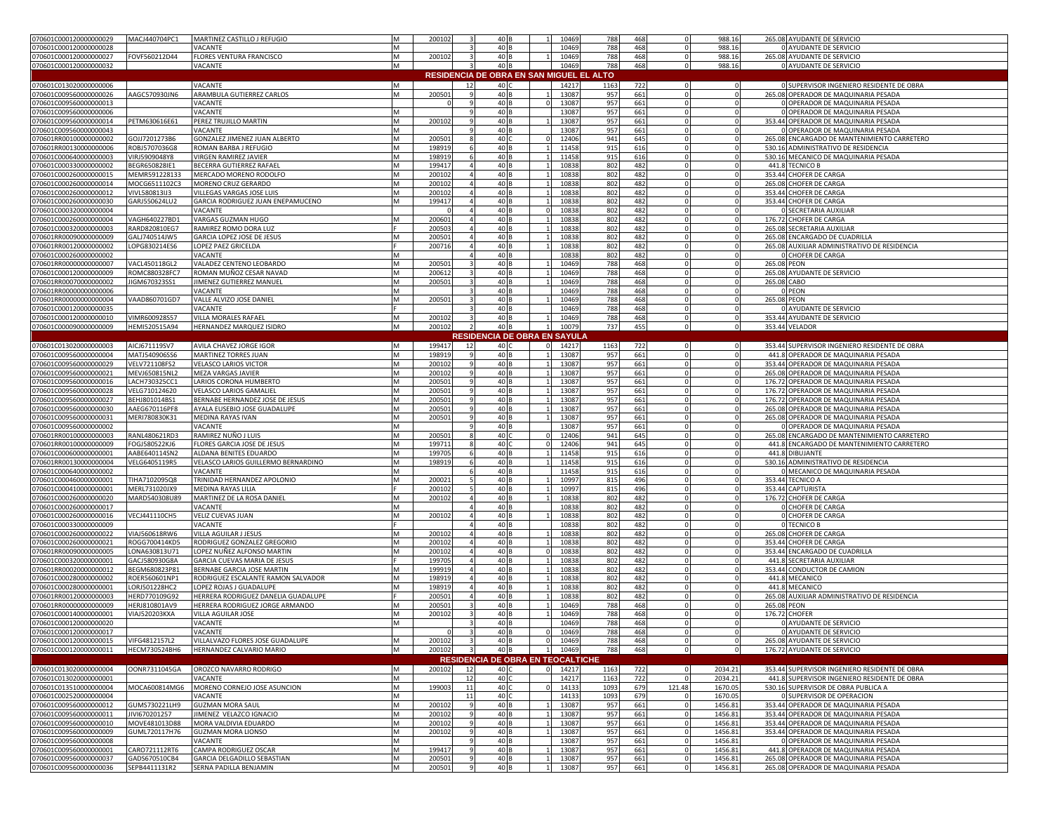| | | | | | | | | | | | | | | | |
|---|---|---|---|---|---|---|---|---|---|---|---|---|---|---|---|
| 070601C000120000000029 | MACJ440704PC1 | MARTINEZ CASTILLO J REFUGIO | M | 200102 | 3 | 40 | B | 1 | 10469 | 788 | 468 | 0 | 988.16 | 265.08 | AYUDANTE DE SERVICIO |
| 070601C000120000000028 | | VACANTE | M | | 3 | 40 | B | | 10469 | 788 | 468 | 0 | 988.16 | 0 | AYUDANTE DE SERVICIO |
| 070601C000120000000027 | FOVF560212D44 | FLORES VENTURA FRANCISCO | M | 200102 | 3 | 40 | B | 1 | 10469 | 788 | 468 | 0 | 988.16 | 265.08 | AYUDANTE DE SERVICIO |
| 070601C000120000000032 | | VACANTE | M | | 3 | 40 | B | | 10469 | 788 | 468 | 0 | 988.16 | 0 | AYUDANTE DE SERVICIO |
| **RESIDENCIA DE OBRA EN SAN MIGUEL EL ALTO** | | | | | | | | | | | | | | | |
| 070601C013020000000006 | | VACANTE | M | | 12 | 40 | C | | 14217 | 1163 | 722 | 0 | 0 | 0 | SUPERVISOR INGENIERO RESIDENTE DE OBRA |
| 070601C009560000000026 | AAGC570930JN6 | ARAMBULA GUTIERREZ CARLOS | M | 200501 | 9 | 40 | B | 1 | 13087 | 957 | 661 | 0 | 0 | 265.08 | OPERADOR DE MAQUINARIA PESADA |
| 070601C009560000000013 | | VACANTE | | 0 | 9 | 40 | B | 0 | 13087 | 957 | 661 | 0 | 0 | 0 | OPERADOR DE MAQUINARIA PESADA |
| 070601C009560000000006 | | VACANTE | M | | 9 | 40 | B | | 13087 | 957 | 661 | 0 | 0 | 0 | OPERADOR DE MAQUINARIA PESADA |
| 070601C009560000000014 | PETM630616E61 | PEREZ TRUJILLO MARTIN | M | 200102 | 9 | 40 | B | 1 | 13087 | 957 | 661 | 0 | 0 | 353.44 | OPERADOR DE MAQUINARIA PESADA |
| 070601C009560000000043 | | VACANTE | M | | 9 | 40 | B | | 13087 | 957 | 661 | 0 | 0 | 0 | OPERADOR DE MAQUINARIA PESADA |
| 070601RR00100000000002 | GOJJ7201273B6 | GONZALEZ JIMENEZ JUAN ALBERTO | M | 200501 | 8 | 40 | C | 0 | 12406 | 941 | 645 | 0 | 0 | 265.08 | ENCARGADO DE MANTENIMIENTO CARRETERO |
| 070601RR00130000000006 | ROBJ5707036G8 | ROMAN BARBA J REFUGIO | M | 198919 | 6 | 40 | B | 1 | 11458 | 915 | 616 | 0 | 0 | 530.16 | ADMINISTRATIVO DE RESIDENCIA |
| 070601C000640000000003 | VIRJ5909048Y8 | VIRGEN RAMIREZ JAVIER | M | 198919 | 6 | 40 | B | 1 | 11458 | 915 | 616 | 0 | 0 | 530.16 | MECANICO DE MAQUINARIA PESADA |
| 070601C000330000000002 | BEGR650828IE1 | BECERRA GUTIERREZ RAFAEL | M | 199417 | 4 | 40 | B | 1 | 10838 | 802 | 482 | 0 | 0 | 441.8 | TECNICO B |
| 070601C000260000000015 | MEMR591228133 | MERCADO MORENO RODOLFO | M | 200102 | 4 | 40 | B | 1 | 10838 | 802 | 482 | 0 | 0 | 353.44 | CHOFER DE CARGA |
| 070601C000260000000014 | MOCG6511102C3 | MORENO CRUZ GERARDO | M | 200102 | 4 | 40 | B | 1 | 10838 | 802 | 482 | 0 | 0 | 265.08 | CHOFER DE CARGA |
| 070601C000260000000012 | VIVL580813IJ3 | VILLEGAS VARGAS JOSE LUIS | M | 200102 | 4 | 40 | B | 1 | 10838 | 802 | 482 | 0 | 0 | 353.44 | CHOFER DE CARGA |
| 070601C000260000000030 | GARJ550624LU2 | GARCIA RODRIGUEZ JUAN ENEPAMUCENO | M | 199417 | 4 | 40 | B | 1 | 10838 | 802 | 482 | 0 | 0 | 353.44 | CHOFER DE CARGA |
| 070601C000320000000004 | | VACANTE | | 0 | 4 | 40 | B | 0 | 10838 | 802 | 482 | 0 | 0 | 0 | SECRETARIA AUXILIAR |
| 070601C000260000000004 | VAGH640227BD1 | VARGAS GUZMAN HUGO | M | 200601 | 4 | 40 | B | 1 | 10838 | 802 | 482 | 0 | 0 | 176.72 | CHOFER DE CARGA |
| 070601C000320000000003 | RARD820810EG7 | RAMIREZ ROMO DORA LUZ | F | 200503 | 4 | 40 | B | 1 | 10838 | 802 | 482 | 0 | 0 | 265.08 | SECRETARIA AUXILIAR |
| 070601RR00090000000009 | GALJ740514JW5 | GARCIA LOPEZ JOSE DE JESUS | M | 200501 | 4 | 40 | B | 1 | 10838 | 802 | 482 | 0 | 0 | 265.08 | ENCARGADO DE CUADRILLA |
| 070601RR00120000000002 | LOPG830214ES6 | LOPEZ PAEZ GRICELDA | F | 200716 | 4 | 40 | B | 1 | 10838 | 802 | 482 | 0 | 0 | 265.08 | AUXILIAR ADMINISTRATIVO DE RESIDENCIA |
| 070601C000260000000002 | | VACANTE | M | | 4 | 40 | B | | 10838 | 802 | 482 | 0 | 0 | 0 | CHOFER DE CARGA |
| 070601RR00000000000007 | VACL450118GL2 | VALADEZ CENTENO LEOBARDO | M | 200501 | 3 | 40 | B | 1 | 10469 | 788 | 468 | 0 | 0 | 265.08 | PEON |
| 070601C000120000000009 | ROMC880328FC7 | ROMAN MUÑOZ CESAR NAVAD | M | 200612 | 3 | 40 | B | 1 | 10469 | 788 | 468 | 0 | 0 | 265.08 | AYUDANTE DE SERVICIO |
| 070601RR00070000000002 | JIGM670323SS1 | JIMENEZ GUTIERREZ MANUEL | M | 200501 | 3 | 40 | B | 1 | 10469 | 788 | 468 | 0 | 0 | 265.08 | CABO |
| 070601RR00000000000006 | | VACANTE | M | | 3 | 40 | B | | 10469 | 788 | 468 | 0 | 0 | 0 | PEON |
| 070601RR00000000000004 | VAAD860701GD7 | VALLE ALVIZO JOSE DANIEL | M | 200501 | 3 | 40 | B | 1 | 10469 | 788 | 468 | 0 | 0 | 265.08 | PEON |
| 070601C000120000000035 | | VACANTE | F | | 3 | 40 | B | | 10469 | 788 | 468 | 0 | 0 | 0 | AYUDANTE DE SERVICIO |
| 070601C000120000000010 | VIMR600928S57 | VILLA MORALES RAFAEL | M | 200102 | 3 | 40 | B | 1 | 10469 | 788 | 468 | 0 | 0 | 353.44 | AYUDANTE DE SERVICIO |
| 070601C000090000000009 | HEMI520515A94 | HERNANDEZ MARQUEZ ISIDRO | M | 200102 | 2 | 40 | B | 1 | 10079 | 737 | 455 | 0 | 0 | 353.44 | VELADOR |
| **RESIDENCIA DE OBRA EN SAYULA** | | | | | | | | | | | | | | | |
| 070601C013020000000003 | AICJ671119SV7 | AVILA CHAVEZ JORGE IGOR | M | 199417 | 12 | 40 | C | 0 | 14217 | 1163 | 722 | 0 | 0 | 353.44 | SUPERVISOR INGENIERO RESIDENTE DE OBRA |
| 070601C009560000000004 | MATJ540906SS6 | MARTINEZ TORRES JUAN | M | 198919 | 9 | 40 | B | 1 | 13087 | 957 | 661 | 0 | 0 | 441.8 | OPERADOR DE MAQUINARIA PESADA |
| 070601C009560000000029 | VELV721108FS2 | VELASCO LARIOS VICTOR | M | 200102 | 9 | 40 | B | 1 | 13087 | 957 | 661 | 0 | 0 | 353.44 | OPERADOR DE MAQUINARIA PESADA |
| 070601C009560000000021 | MEVJ650815NL2 | MEZA VARGAS JAVIER | M | 200102 | 9 | 40 | B | 1 | 13087 | 957 | 661 | 0 | 0 | 265.08 | OPERADOR DE MAQUINARIA PESADA |
| 070601C009560000000016 | LACH730325CC1 | LARIOS CORONA HUMBERTO | M | 200501 | 9 | 40 | B | 1 | 13087 | 957 | 661 | 0 | 0 | 176.72 | OPERADOR DE MAQUINARIA PESADA |
| 070601C009560000000028 | VELG710124620 | VELASCO LARIOS GAMALIEL | M | 200501 | 9 | 40 | B | 1 | 13087 | 957 | 661 | 0 | 0 | 176.72 | OPERADOR DE MAQUINARIA PESADA |
| 070601C009560000000027 | BEHJ801014BS1 | BERNABE HERNANDEZ JOSE DE JESUS | M | 200501 | 9 | 40 | B | 1 | 13087 | 957 | 661 | 0 | 0 | 176.72 | OPERADOR DE MAQUINARIA PESADA |
| 070601C009560000000030 | AAEG670116PF8 | AYALA EUSEBIO JOSE GUADALUPE | M | 200501 | 9 | 40 | B | 1 | 13087 | 957 | 661 | 0 | 0 | 265.08 | OPERADOR DE MAQUINARIA PESADA |
| 070601C009560000000031 | MERI780830K31 | MEDINA RAYAS IVAN | M | 200501 | 9 | 40 | B | 1 | 13087 | 957 | 661 | 0 | 0 | 265.08 | OPERADOR DE MAQUINARIA PESADA |
| 070601C009560000000002 | | VACANTE | M | | 9 | 40 | B | | 13087 | 957 | 661 | 0 | 0 | 0 | OPERADOR DE MAQUINARIA PESADA |
| 070601RR00100000000003 | RANL480621RD3 | RAMIREZ NUÑO J LUIS | M | 200501 | 8 | 40 | C | 0 | 12406 | 941 | 645 | 0 | 0 | 265.08 | ENCARGADO DE MANTENIMIENTO CARRETERO |
| 070601RR00100000000009 | FOGJ580522KJ6 | FLORES GARCIA JOSE DE JESUS | M | 199711 | 8 | 40 | C | 0 | 12406 | 941 | 645 | 0 | 0 | 441.8 | ENCARGADO DE MANTENIMIENTO CARRETERO |
| 070601C000600000000001 | AABE640114SN2 | ALDANA BENITES EDUARDO | M | 199705 | 6 | 40 | B | 1 | 11458 | 915 | 616 | 0 | 0 | 441.8 | DIBUJANTE |
| 070601RR00130000000004 | VELG6405119R5 | VELASCO LARIOS GUILLERMO BERNARDINO | M | 198919 | 6 | 40 | B | 1 | 11458 | 915 | 616 | 0 | 0 | 530.16 | ADMINISTRATIVO DE RESIDENCIA |
| 070601C000640000000002 | | VACANTE | M | | 6 | 40 | B | | 11458 | 915 | 616 | 0 | 0 | 0 | MECANICO DE MAQUINARIA PESADA |
| 070601C000460000000001 | TIHA7102095Q8 | TRINIDAD HERNANDEZ APOLONIO | M | 200021 | 5 | 40 | B | 1 | 10997 | 815 | 496 | 0 | 0 | 353.44 | TECNICO A |
| 070601C000410000000001 | MERL731020JX9 | MEDINA RAYAS LILIA | F | 200102 | 5 | 40 | B | 1 | 10997 | 815 | 496 | 0 | 0 | 353.44 | CAPTURISTA |
| 070601C000260000000020 | MARD540308U89 | MARTINEZ DE LA ROSA DANIEL | M | 200102 | 4 | 40 | B | 1 | 10838 | 802 | 482 | 0 | 0 | 176.72 | CHOFER DE CARGA |
| 070601C000260000000017 | | VACANTE | M | | 4 | 40 | B | | 10838 | 802 | 482 | 0 | 0 | 0 | CHOFER DE CARGA |
| 070601C000260000000016 | VECJ441110CH5 | VELIZ CUEVAS JUAN | M | 200102 | 4 | 40 | B | 1 | 10838 | 802 | 482 | 0 | 0 | 0 | CHOFER DE CARGA |
| 070601C000330000000009 | | VACANTE | F | | 4 | 40 | B | | 10838 | 802 | 482 | 0 | 0 | 0 | TECNICO B |
| 070601C000260000000022 | VIAJ560618RW6 | VILLA AGUILAR J JESUS | M | 200102 | 4 | 40 | B | 1 | 10838 | 802 | 482 | 0 | 0 | 265.08 | CHOFER DE CARGA |
| 070601C000260000000021 | ROGG700414KD5 | RODRIGUEZ GONZALEZ GREGORIO | M | 200102 | 4 | 40 | B | 1 | 10838 | 802 | 482 | 0 | 0 | 353.44 | CHOFER DE CARGA |
| 070601RR00090000000005 | LONA630813U71 | LOPEZ NUÑEZ ALFONSO MARTIN | M | 200102 | 4 | 40 | B | 0 | 10838 | 802 | 482 | 0 | 0 | 353.44 | ENCARGADO DE CUADRILLA |
| 070601C000320000000001 | GACJ580930G8A | GARCIA CUEVAS MARIA DE JESUS | F | 199705 | 4 | 40 | B | 1 | 10838 | 802 | 482 | 0 | 0 | 441.8 | SECRETARIA AUXILIAR |
| 070601RR00200000000012 | BEGM680823P81 | BERNABE GARCIA JOSE MARTIN | M | 199919 | 4 | 40 | B | 1 | 10838 | 802 | 482 | 0 | 0 | 353.44 | CONDUCTOR DE CAMION |
| 070601C000280000000002 | ROER560601NP1 | RODRIGUEZ ESCALANTE RAMON SALVADOR | M | 198919 | 4 | 40 | B | 1 | 10838 | 802 | 482 | 0 | 0 | 441.8 | MECANICO |
| 070601C000280000000001 | LORJ501228HC2 | LOPEZ ROJAS J GUADALUPE | M | 198919 | 4 | 40 | B | 1 | 10838 | 802 | 482 | 0 | 0 | 441.8 | MECANICO |
| 070601RR00120000000003 | HERD770109G92 | HERRERA RODRIGUEZ DANELIA GUADALUPE | F | 200501 | 4 | 40 | B | 1 | 10838 | 802 | 482 | 0 | 0 | 265.08 | AUXILIAR ADMINISTRATIVO DE RESIDENCIA |
| 070601RR00000000000009 | HERJ810801AV9 | HERRERA RODRIGUEZ JORGE ARMANDO | M | 200501 | 3 | 40 | B | 1 | 10469 | 788 | 468 | 0 | 0 | 265.08 | PEON |
| 070601C000140000000001 | VIAJ520203KXA | VILLA AGUILAR JOSE | M | 200102 | 3 | 40 | B | 1 | 10469 | 788 | 468 | 0 | 0 | 176.72 | CHOFER |
| 070601C000120000000020 | | VACANTE | M | | 3 | 40 | B | | 10469 | 788 | 468 | 0 | 0 | 0 | AYUDANTE DE SERVICIO |
| 070601C000120000000017 | | VACANTE | | 0 | 3 | 40 | B | 0 | 10469 | 788 | 468 | 0 | 0 | 0 | AYUDANTE DE SERVICIO |
| 070601C000120000000015 | VIFG4812157L2 | VILLALVAZO FLORES JOSE GUADALUPE | M | 200102 | 3 | 40 | B | 0 | 10469 | 788 | 468 | 0 | 0 | 265.08 | AYUDANTE DE SERVICIO |
| 070601C000120000000011 | HECM730524BH6 | HERNANDEZ CALVARIO MARIO | M | 200102 | 3 | 40 | B | 1 | 10469 | 788 | 468 | 0 | 0 | 176.72 | AYUDANTE DE SERVICIO |
| **RESIDENCIA DE OBRA EN TEOCALTICHE** | | | | | | | | | | | | | | | |
| 070601C013020000000004 | OONR7311045GA | OROZCO NAVARRO RODRIGO | M | 200102 | 12 | 40 | C | 0 | 14217 | 1163 | 722 | 0 | 2034.21 | 353.44 | SUPERVISOR INGENIERO RESIDENTE DE OBRA |
| 070601C013020000000001 | | VACANTE | M | | 12 | 40 | C | | 14217 | 1163 | 722 | 0 | 2034.21 | 441.8 | SUPERVISOR INGENIERO RESIDENTE DE OBRA |
| 070601C013510000000004 | MOCA600814MG6 | MORENO CORNEJO JOSE ASUNCION | M | 199003 | 11 | 40 | C | 0 | 14133 | 1093 | 679 | 121.48 | 1670.05 | 530.16 | SUPERVISOR DE OBRA PUBLICA A |
| 070601C002520000000004 | | VACANTE | M | | 11 | 40 | C | | 14133 | 1093 | 679 | 0 | 1670.05 | 0 | SUPERVISOR DE OPERACION |
| 070601C009560000000012 | GUMS730221LH9 | GUZMAN MORA SAUL | M | 200102 | 9 | 40 | B | 1 | 13087 | 957 | 661 | 0 | 1456.81 | 353.44 | OPERADOR DE MAQUINARIA PESADA |
| 070601C009560000000011 | JIVI67020125? | JIMENEZ VELAZCO IGNACIO | M | 200102 | 9 | 40 | B | 1 | 13087 | 957 | 661 | 0 | 1456.81 | 353.44 | OPERADOR DE MAQUINARIA PESADA |
| 070601C009560000000010 | MOVE481013D88 | MORA VALDIVIA EDUARDO | M | 200102 | 9 | 40 | B | 1 | 13087 | 957 | 661 | 0 | 1456.81 | 353.44 | OPERADOR DE MAQUINARIA PESADA |
| 070601C009560000000009 | GUML720117H76 | GUZMAN MORA LIONSO | M | 200102 | 9 | 40 | B | 1 | 13087 | 957 | 661 | 0 | 1456.81 | 353.44 | OPERADOR DE MAQUINARIA PESADA |
| 070601C009560000000008 | | VACANTE | M | | 9 | 40 | B | | 13087 | 957 | 661 | 0 | 1456.81 | 0 | OPERADOR DE MAQUINARIA PESADA |
| 070601C009560000000001 | CARO721112RT6 | CAMPA RODRIGUEZ OSCAR | M | 199417 | 9 | 40 | B | 1 | 13087 | 957 | 661 | 0 | 1456.81 | 441.8 | OPERADOR DE MAQUINARIA PESADA |
| 070601C009560000000037 | GADS670510CB4 | GARCIA DELGADILLO SEBASTIAN | M | 200501 | 9 | 40 | B | 1 | 13087 | 957 | 661 | 0 | 1456.81 | 265.08 | OPERADOR DE MAQUINARIA PESADA |
| 070601C009560000000036 | SEPB4411131R2 | SERNA PADILLA BENJAMIN | M | 200501 | 9 | 40 | B | 1 | 13087 | 957 | 661 | 0 | 1456.81 | 265.08 | OPERADOR DE MAQUINARIA PESADA |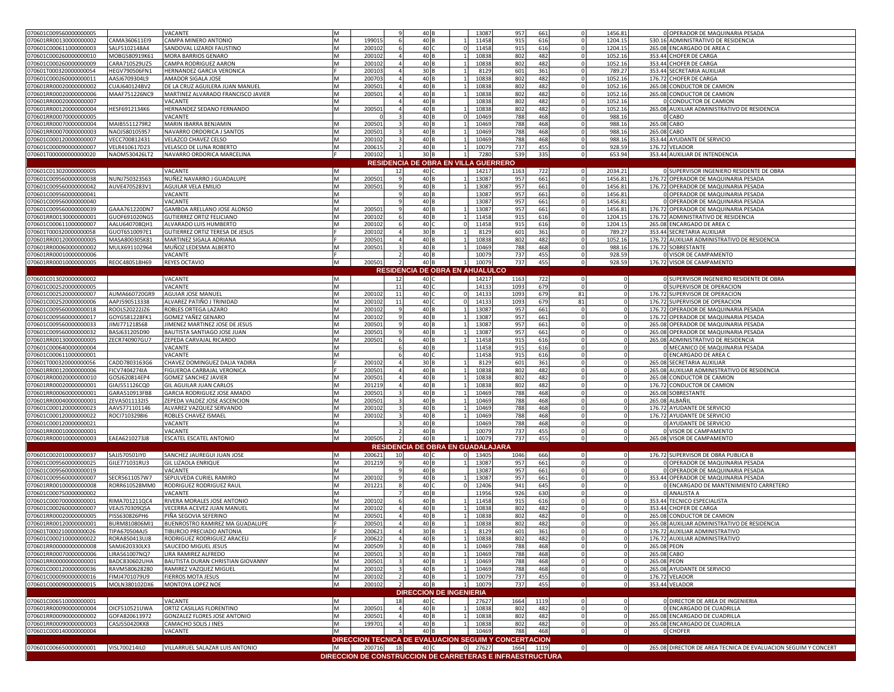| | | | | | | | | | | | | | | | | |
|---|---|---|---|---|---|---|---|---|---|---|---|---|---|---|---|---|
| 070601C009560000000005 | | VACANTE | M | | 9 | 40 | B | | 13087 | 957 | 661 | 0 | 1456.81 | 0 | OPERADOR DE MAQUINARIA PESADA |
| 070601RR001300000000002 | CAMA360611EI9 | CAMPA MINERO ANTONIO | M | 199015 | 6 | 40 | B | 1 | 11458 | 915 | 616 | 0 | 1204.15 | 530.16 | ADMINISTRATIVO DE RESIDENCIA |
| 070601C000611000000003 | SALF5102148A4 | SANDOVAL LIZARDI FAUSTINO | M | 200102 | 6 | 40 | C | 0 | 11458 | 915 | 616 | 0 | 1204.15 | 265.08 | ENCARGADO DE AREA C |
| 070601C000260000000010 | MOBG580919K61 | MORA BARRIOS GENARO | M | 200102 | 4 | 40 | B | 1 | 10838 | 802 | 482 | 0 | 1052.16 | 353.44 | CHOFER DE CARGA |
| 070601C000260000000009 | CARA710529UZ5 | CAMPA RODRIGUEZ AARON | M | 200102 | 4 | 40 | B | 1 | 10838 | 802 | 482 | 0 | 1052.16 | 353.44 | CHOFER DE CARGA |
| 070601T000320000000054 | HEGV790506FN1 | HERNANDEZ GARCIA VERONICA | F | 200103 | 4 | 30 | B | 1 | 8129 | 601 | 361 | 0 | 789.27 | 353.44 | SECRETARIA AUXILIAR |
| 070601C000260000000011 | AASJ6709304L9 | AMADOR SIGALA JOSE | M | 200703 | 4 | 40 | B | 1 | 10838 | 802 | 482 | 0 | 1052.16 | 176.72 | CHOFER DE CARGA |
| 070601RR000200000000007 | CUAJ640124BV2 | DE LA CRUZ AGUILERA JUAN MANUEL | M | 200501 | 4 | 40 | B | 1 | 10838 | 802 | 482 | 0 | 1052.16 | 265.08 | CONDUCTOR DE CAMION |
| 070601RR000200000000006 | MAAF751226NC9 | MARTINEZ ALVARADO FRANCISCO JAVIER | M | 200501 | 4 | 40 | B | 1 | 10838 | 802 | 482 | 0 | 1052.16 | 265.08 | CONDUCTOR DE CAMION |
| 070601RR000200000000007 | | VACANTE | M | | 4 | 40 | B | | 10838 | 802 | 482 | 0 | 1052.16 | 0 | CONDUCTOR DE CAMION |
| 070601RR001200000000004 | HESF6912134K6 | HERNANDEZ SEDANO FERNANDO | M | 200501 | 4 | 40 | B | 1 | 10838 | 802 | 482 | 0 | 1052.16 | 265.08 | AUXILIAR ADMINISTRATIVO DE RESIDENCIA |
| 070601RR000700000000005 | | VACANTE | | 0 | 3 | 40 | B | 0 | 10469 | 788 | 468 | 0 | 988.16 | 0 | CABO |
| 070601RR000700000000004 | MAIB5511279R2 | MARIN IBARRA BENJAMIN | M | 200501 | 3 | 40 | B | 1 | 10469 | 788 | 468 | 0 | 988.16 | 265.08 | CABO |
| 070601RR000700000000003 | NAOJ5801059S7 | NAVARRO ORDORICA J SANTOS | M | 200501 | 3 | 40 | B | 1 | 10469 | 788 | 468 | 0 | 988.16 | 265.08 | CABO |
| 070601C000120000000007 | VECC700812431 | VELAZCO CHAVEZ CELSO | M | 200102 | 3 | 40 | B | 1 | 10469 | 788 | 468 | 0 | 988.16 | 353.44 | AYUDANTE DE SERVICIO |
| 070601C000090000000007 | VELR410617D23 | VELASCO DE LUNA ROBERTO | M | 200615 | 2 | 40 | B | 1 | 10079 | 737 | 455 | 0 | 928.59 | 176.72 | VELADOR |
| 070601T000000000000020 | NAOM530426LT2 | NAVARRO ORDORICA MARCELINA | F | 200102 | 1 | 30 | B | 1 | 7280 | 539 | 335 | 0 | 653.94 | 353.44 | AUXILIAR DE INTENDENCIA |
| **RESIDENCIA DE OBRA EN VILLA GUERRERO** | | | | | | | | | | | | | | | |
| 070601C013020000000005 | | VACANTE | M | | 12 | 40 | C | | 14217 | 1163 | 722 | 0 | 2034.21 | 0 | SUPERVISOR INGENIERO RESIDENTE DE OBRA |
| 070601C009560000000038 | NUNJ750323563 | NUÑEZ NAVARRO J GUADALUPE | M | 200501 | 9 | 40 | B | 1 | 13087 | 957 | 661 | 0 | 1456.81 | 176.72 | OPERADOR DE MAQUINARIA PESADA |
| 070601C009560000000042 | AUVE4705283V1 | AGUILAR VELA EMILIO | M | 200501 | 9 | 40 | B | 1 | 13087 | 957 | 661 | 0 | 1456.81 | 176.72 | OPERADOR DE MAQUINARIA PESADA |
| 070601C009560000000041 | | VACANTE | M | | 9 | 40 | B | | 13087 | 957 | 661 | 0 | 1456.81 | 0 | OPERADOR DE MAQUINARIA PESADA |
| 070601C009560000000040 | | VACANTE | M | | 9 | 40 | B | | 13087 | 957 | 661 | 0 | 1456.81 | 0 | OPERADOR DE MAQUINARIA PESADA |
| 070601C009560000000039 | GAAA761220DN7 | GAMBOA ARELLANO JOSE ALONSO | M | 200501 | 9 | 40 | B | 1 | 13087 | 957 | 661 | 0 | 1456.81 | 176.72 | OPERADOR DE MAQUINARIA PESADA |
| 070601RR001300000000008 | GUOF691020NG5 | GUTIERREZ ORTIZ FELICIANO | M | 200102 | 6 | 40 | B | 1 | 11458 | 915 | 616 | 0 | 1204.15 | 176.72 | ADMINISTRATIVO DE RESIDENCIA |
| 070601C000611000000007 | AALU640708QH1 | ALVARADO LUIS HUMBERTO | M | 200102 | 6 | 40 | C | 0 | 11458 | 915 | 616 | 0 | 1204.15 | 265.08 | ENCARGADO DE AREA C |
| 070601T000320000000058 | GUOT6510097E1 | GUTIERREZ ORTIZ TERESA DE JESUS | F | 200102 | 4 | 30 | B | 1 | 8129 | 601 | 361 | 0 | 789.27 | 353.44 | SECRETARIA AUXILIAR |
| 070601RR001200000000005 | MASA800305K81 | MARTINEZ SIGALA ADRIANA | F | 200501 | 4 | 40 | B | 1 | 10838 | 802 | 482 | 0 | 1052.16 | 176.72 | AUXILIAR ADMINISTRATIVO DE RESIDENCIA |
| 070601RR000600000000002 | MULX691102964 | MUÑOZ LEDESMA ALBERTO | M | 200501 | 3 | 40 | B | 1 | 10469 | 788 | 468 | 0 | 988.16 | 176.72 | SOBRESTANTE |
| 070601RR000100000000006 | | VACANTE | | | 2 | 40 | B | | 10079 | 737 | 455 | 0 | 928.59 | 0 | VISOR DE CAMPAMENTO |
| 070601RR000100000000005 | REOC480518H69 | REYES OCTAVIO | M | 200501 | 2 | 40 | B | 1 | 10079 | 737 | 455 | 0 | 928.59 | 176.72 | VISOR DE CAMPAMENTO |
| **RESIDENCIA DE OBRA EN AHUALULCO** | | | | | | | | | | | | | | | |
| 070601C013020000000002 | | VACANTE | M | | 12 | 40 | C | | 14217 | 1163 | 722 | 0 | 0 | 0 | SUPERVISOR INGENIERO RESIDENTE DE OBRA |
| 070601C002520000000005 | | VACANTE | M | | 11 | 40 | C | | 14133 | 1093 | 679 | 0 | 0 | 0 | SUPERVISOR DE OPERACION |
| 070601C002520000000007 | AUMA660720GR9 | AGUIAR JOSE MANUEL | M | 200102 | 11 | 40 | C | 0 | 14133 | 1093 | 679 | 81 | 0 | 176.72 | SUPERVISOR DE OPERACION |
| 070601C002520000000006 | AAPJ590513338 | ALVAREZ PATIÑO J TRINIDAD | M | 200102 | 11 | 40 | C | 0 | 14133 | 1093 | 679 | 81 | 0 | 176.72 | SUPERVISOR DE OPERACION |
| 070601C009560000000018 | ROOL520222JZ6 | ROBLES ORTEGA LAZARO | M | 200102 | 9 | 40 | B | 1 | 13087 | 957 | 661 | 0 | 0 | 176.72 | OPERADOR DE MAQUINARIA PESADA |
| 070601C009560000000017 | GOYG581228FK1 | GOMEZ YAÑEZ GENARO | M | 200102 | 9 | 40 | B | 1 | 13087 | 957 | 661 | 0 | 0 | 176.72 | OPERADOR DE MAQUINARIA PESADA |
| 070601C009560000000033 | JIMJ771218S68 | JIMENEZ MARTINEZ JOSE DE JESUS | M | 200501 | 9 | 40 | B | 1 | 13087 | 957 | 661 | 0 | 0 | 265.08 | OPERADOR DE MAQUINARIA PESADA |
| 070601C009560000000032 | BASJ631205D90 | BAUTISTA SANTIAGO JOSE JUAN | M | 200501 | 9 | 40 | B | 1 | 13087 | 957 | 661 | 0 | 0 | 265.08 | OPERADOR DE MAQUINARIA PESADA |
| 070601RR001300000000005 | ZECR740907GU7 | ZEPEDA CARVAJAL RICARDO | M | 200501 | 6 | 40 | B | 1 | 11458 | 915 | 616 | 0 | 0 | 265.08 | ADMINISTRATIVO DE RESIDENCIA |
| 070601C000640000000004 | | VACANTE | M | | 6 | 40 | B | | 11458 | 915 | 616 | 0 | 0 | 0 | MECANICO DE MAQUINARIA PESADA |
| 070601C000611000000001 | | VACANTE | M | | 6 | 40 | C | | 11458 | 915 | 616 | 0 | 0 | 0 | ENCARGADO DE AREA C |
| 070601T000320000000056 | CADD7803163G6 | CHAVEZ DOMINGUEZ DALIA YADIRA | F | 200102 | 4 | 30 | B | 1 | 8129 | 601 | 361 | 0 | 0 | 265.08 | SECRETARIA AUXILIAR |
| 070601RR001200000000006 | FICV7404274IA | FIGUEROA CARBAJAL VERONICA | F | 200501 | 4 | 40 | B | 1 | 10838 | 802 | 482 | 0 | 0 | 265.08 | AUXILIAR ADMINISTRATIVO DE RESIDENCIA |
| 070601RR000200000000010 | GOSJ620814EP4 | GOMEZ SANCHEZ JAVIER | M | 200501 | 4 | 40 | B | 1 | 10838 | 802 | 482 | 0 | 0 | 265.08 | CONDUCTOR DE CAMION |
| 070601RR000200000000001 | GIAJ551126CQ0 | GIL AGUILAR JUAN CARLOS | M | 201219 | 4 | 40 | B | 1 | 10838 | 802 | 482 | 0 | 0 | 176.72 | CONDUCTOR DE CAMION |
| 070601RR000600000000001 | GARA510913FB8 | GARCIA RODRIGUEZ JOSE AMADO | M | 200501 | 3 | 40 | B | 1 | 10469 | 788 | 468 | 0 | 0 | 265.08 | SOBRESTANTE |
| 070601RR000400000000001 | ZEVA5011132I5 | ZEPEDA VALDEZ JOSE ASCENCION | M | 200501 | 3 | 40 | B | 1 | 10469 | 788 | 468 | 0 | 0 | 265.08 | ALBAÑIL |
| 070601C000120000000023 | AAVS771101146 | ALVAREZ VAZQUEZ SERVANDO | M | 200102 | 3 | 40 | B | 1 | 10469 | 788 | 468 | 0 | 0 | 176.72 | AYUDANTE DE SERVICIO |
| 070601C000120000000022 | ROCI7103298I6 | ROBLES CHAVEZ ISMAEL | M | 200102 | 3 | 40 | B | 1 | 10469 | 788 | 468 | 0 | 0 | 176.72 | AYUDANTE DE SERVICIO |
| 070601C000120000000021 | | VACANTE | M | | 3 | 40 | B | | 10469 | 788 | 468 | 0 | 0 | 0 | AYUDANTE DE SERVICIO |
| 070601RR000100000000001 | | VACANTE | M | | 2 | 40 | B | | 10079 | 737 | 455 | 0 | 0 | 0 | VISOR DE CAMPAMENTO |
| 070601RR000100000000003 | EAEA6210273J8 | ESCATEL ESCATEL ANTONIO | M | 200505 | 2 | 40 | B | 1 | 10079 | 737 | 455 | 0 | 0 | 265.08 | VISOR DE CAMPAMENTO |
| **RESIDENCIA DE OBRA EN GUADALAJARA** | | | | | | | | | | | | | | | |
| 070601C002010000000037 | SAJJ570501IY0 | SANCHEZ JAUREGUI JUAN JOSE | M | 200621 | 10 | 40 | C | 0 | 13405 | 1046 | 666 | 0 | 0 | 176.72 | SUPERVISOR DE OBRA PUBLICA B |
| 070601C009560000000025 | GILE771031RU3 | GIL LIZAOLA ENRIQUE | M | 201219 | 9 | 40 | B | 1 | 13087 | 957 | 661 | 0 | 0 | 0 | OPERADOR DE MAQUINARIA PESADA |
| 070601C009560000000019 | | VACANTE | M | | 9 | 40 | B | | 13087 | 957 | 661 | 0 | 0 | 0 | OPERADOR DE MAQUINARIA PESADA |
| 070601C009560000000007 | SECR5611057W7 | SEPULVEDA CURIEL RAMIRO | M | 200102 | 9 | 40 | B | 1 | 13087 | 957 | 661 | 0 | 0 | 353.44 | OPERADOR DE MAQUINARIA PESADA |
| 070601RR001000000000008 | RORR610528MM0 | RODRIGUEZ RODRIGUEZ RAUL | M | 201221 | 8 | 40 | C | 0 | 12406 | 941 | 645 | 0 | 0 | 0 | ENCARGADO DE MANTENIMIENTO CARRETERO |
| 070601C000750000000002 | | VACANTE | M | | 7 | 40 | B | | 11956 | 926 | 630 | 0 | 0 | 0 | ANALISTA A |
| 070601C000700000000001 | RIMA701211QC4 | RIVERA MORALES JOSE ANTONIO | M | 200102 | 6 | 40 | B | 1 | 11458 | 915 | 616 | 0 | 0 | 353.44 | TECNICO ESPECIALISTA |
| 070601C000260000000007 | VEAJ570309QSA | VECERRA ACEVEZ JUAN MANUEL | M | 200102 | 4 | 40 | B | 1 | 10838 | 802 | 482 | 0 | 0 | 353.44 | CHOFER DE CARGA |
| 070601RR000200000000005 | PISS630826PH6 | PIÑA SEGOVIA SEFERINO | M | 200501 | 4 | 40 | B | 1 | 10838 | 802 | 482 | 0 | 0 | 265.08 | CONDUCTOR DE CAMION |
| 070601RR001200000000001 | BURM810806MI1 | BUENROSTRO RAMIREZ MA GUADALUPE | F | 200501 | 4 | 40 | B | 1 | 10838 | 802 | 482 | 0 | 0 | 265.08 | AUXILIAR ADMINISTRATIVO DE RESIDENCIA |
| 070601T000210000000026 | TIPA670504AJ5 | TIBURCIO PRECIADO ANTONIA | F | 200621 | 4 | 30 | B | 1 | 8129 | 601 | 361 | 0 | 0 | 176.72 | AUXILIAR ADMINISTRATIVO |
| 070601C000210000000022 | RORA850413UJ8 | RODRIGUEZ RODRIGUEZ ARACELI | F | 200622 | 4 | 40 | B | 1 | 10838 | 802 | 482 | 0 | 0 | 176.72 | AUXILIAR ADMINISTRATIVO |
| 070601RR000000000000008 | SAMJ620330LX3 | SAUCEDO MIGUEL JESUS | M | 200509 | 3 | 40 | B | 1 | 10469 | 788 | 468 | 0 | 0 | 265.08 | PEON |
| 070601RR000700000000006 | LIRA561007NQ7 | LIRA RAMIREZ ALFREDO | M | 200501 | 3 | 40 | B | 1 | 10469 | 788 | 468 | 0 | 0 | 265.08 | CABO |
| 070601RR000000000000001 | BADC830602UHA | BAUTISTA DURAN CHRISTIAN GIOVANNY | M | 200501 | 3 | 40 | B | 1 | 10469 | 788 | 468 | 0 | 0 | 265.08 | PEON |
| 070601C000120000000036 | RAVM580628280 | RAMIREZ VAZQUEZ MIGUEL | M | 200102 | 3 | 40 | B | 1 | 10469 | 788 | 468 | 0 | 0 | 265.08 | AYUDANTE DE SERVICIO |
| 070601C000090000000016 | FIMJ4701079U9 | FIERROS MOTA JESUS | M | 200102 | 2 | 40 | B | 1 | 10079 | 737 | 455 | 0 | 0 | 176.72 | VELADOR |
| 070601C000090000000015 | MOLN380102DX6 | MONTOYA LOPEZ NOE | M | 200102 | 2 | 40 | B | 1 | 10079 | 737 | 455 | 0 | 0 | 353.44 | VELADOR |
| **DIRECCION DE INGENIERIA** | | | | | | | | | | | | | | | |
| 070601C006510000000001 | | VACANTE | M | | 18 | 40 | C | | 27627 | 1664 | 1119 | 0 | 0 | 0 | DIRECTOR DE AREA DE INGENIERIA |
| 070601RR000900000000004 | OICF510521UWA | ORTIZ CASILLAS FLORENTINO | M | 200501 | 4 | 40 | B | 1 | 10838 | 802 | 482 | 0 | 0 | 0 | ENCARGADO DE CUADRILLA |
| 070601RR000900000000002 | GOFA820613972 | GONZALEZ FLORES JOSE ANTONIO | M | 200501 | 4 | 40 | B | 1 | 10838 | 802 | 482 | 0 | 0 | 265.08 | ENCARGADO DE CUADRILLA |
| 070601RR000900000000003 | CASJ550420KK8 | CAMACHO SOLIS J INES | M | 199701 | 4 | 40 | B | 1 | 10838 | 802 | 482 | 0 | 0 | 265.08 | ENCARGADO DE CUADRILLA |
| 070601C000140000000004 | | VACANTE | M | | 3 | 40 | B | | 10469 | 788 | 468 | 0 | 0 | 0 | CHOFER |
| **DIRECCION TECNICA DE EVALUACION SEGUIM Y CONCERTACION** | | | | | | | | | | | | | | | |
| 070601C006650000000001 | VISL700214IL0 | VILLARRUEL SALAZAR LUIS ANTONIO | M | 200716 | 18 | 40 | C | 0 | 27627 | 1664 | 1119 | 0 | 0 | 265.08 | DIRECTOR DE AREA TECNICA DE EVALUACION SEGUIM Y CONCERT |
| **DIRECCION DE CONSTRUCCION DE CARRETERAS E INFRAESTRUCTURA** | | | | | | | | | | | | | | | |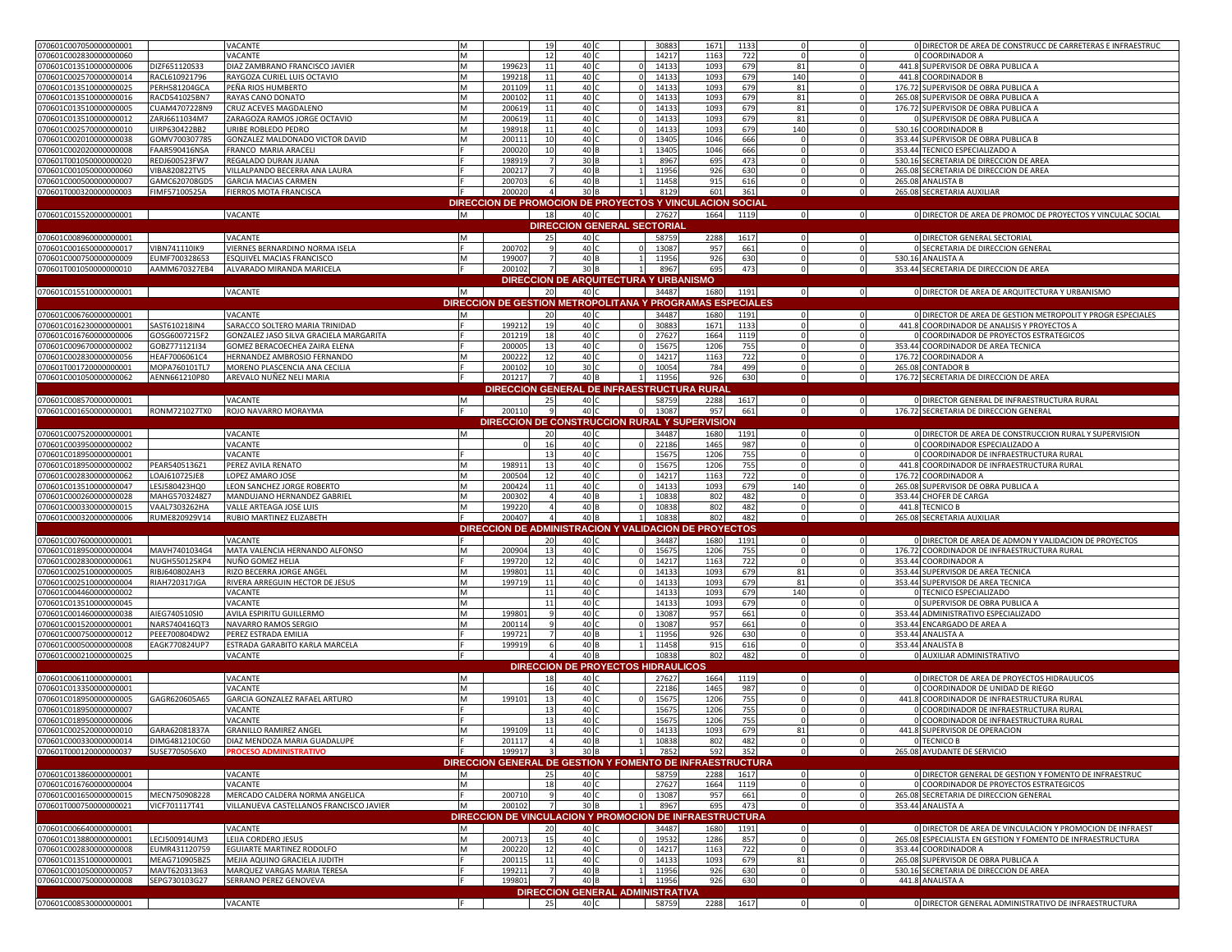| | | | | | | | | | | | | | | | |
|---|---|---|---|---|---|---|---|---|---|---|---|---|---|---|---|
| 070601C007050000000001 | | VACANTE | M | | 19 | 40 | C | | 30883 | 1671 | 1133 | 0 | 0 | 0 | DIRECTOR DE AREA DE CONSTRUCC DE CARRETERAS E INFRAESTRUC |
| 070601C002830000000060 | | VACANTE | M | | 12 | 40 | C | | 14217 | 1163 | 722 | 0 | 0 | 0 | COORDINADOR A |
| 070601C013510000000006 | DIZF651120S33 | DIAZ ZAMBRANO FRANCISCO JAVIER | M | 199623 | 11 | 40 | C | 0 | 14133 | 1093 | 679 | 81 | 0 | 441.8 | SUPERVISOR DE OBRA PUBLICA A |
| 070601C002570000000014 | RACL610921796 | RAYGOZA CURIEL LUIS OCTAVIO | M | 199218 | 11 | 40 | C | 0 | 14133 | 1093 | 679 | 140 | 0 | 441.8 | COORDINADOR B |
| 070601C013510000000025 | PERH581204GCA | PEÑA RIOS HUMBERTO | M | 201109 | 11 | 40 | C | 0 | 14133 | 1093 | 679 | 81 | 0 | 176.72 | SUPERVISOR DE OBRA PUBLICA A |
| 070601C013510000000016 | RACD541025BN7 | RAYAS CANO DONATO | M | 200102 | 11 | 40 | C | 0 | 14133 | 1093 | 679 | 81 | 0 | 265.08 | SUPERVISOR DE OBRA PUBLICA A |
| 070601C013510000000005 | CUAM4707228N9 | CRUZ ACEVES MAGDALENO | M | 200619 | 11 | 40 | C | 0 | 14133 | 1093 | 679 | 81 | 0 | 176.72 | SUPERVISOR DE OBRA PUBLICA A |
| 070601C013510000000012 | ZARJ6611034M7 | ZARAGOZA RAMOS JORGE OCTAVIO | M | 200619 | 11 | 40 | C | 0 | 14133 | 1093 | 679 | 81 | 0 | 0 | SUPERVISOR DE OBRA PUBLICA A |
| 070601C002570000000010 | UIRP630422BB2 | URIBE ROBLEDO PEDRO | M | 198918 | 11 | 40 | C | 0 | 14133 | 1093 | 679 | 140 | 0 | 530.16 | COORDINADOR B |
| 070601C002010000000038 | GOMV700307785 | GONZALEZ MALDONADO VICTOR DAVID | M | 200111 | 10 | 40 | C | 0 | 13405 | 1046 | 666 | 0 | 0 | 353.44 | SUPERVISOR DE OBRA PUBLICA B |
| 070601C002020000000008 | FAAR590416NSA | FRANCO MARIA ARACELI | F | 200020 | 10 | 40 | B | 1 | 13405 | 1046 | 666 | 0 | 0 | 353.44 | TECNICO ESPECIALIZADO A |
| 070601T001050000000020 | REDJ600523FW7 | REGALADO DURAN JUANA | F | 198919 | 7 | 30 | B | 1 | 8967 | 695 | 473 | 0 | 0 | 530.16 | SECRETARIA DE DIRECCION DE AREA |
| 070601C001050000000060 | VIBA820822TV5 | VILLALPANDO BECERRA ANA LAURA | F | 200217 | 7 | 40 | B | 1 | 11956 | 926 | 630 | 0 | 0 | 265.08 | SECRETARIA DE DIRECCION DE AREA |
| 070601C000500000000007 | GAMC620708GD5 | GARCIA MACIAS CARMEN | F | 200703 | 6 | 40 | B | 1 | 11458 | 915 | 616 | 0 | 0 | 265.08 | ANALISTA B |
| 070601T000320000000003 | FIMF57100525A | FIERROS MOTA FRANCISCA | F | 200020 | 4 | 30 | B | 1 | 8129 | 601 | 361 | 0 | 0 | 265.08 | SECRETARIA AUXILIAR |
| **DIRECCION DE PROMOCION DE PROYECTOS Y VINCULACION SOCIAL** | | | | | | | | | | | | | | | |
| 070601C015520000000001 | | VACANTE | M | | 18 | 40 | C | | 27627 | 1664 | 1119 | 0 | 0 | 0 | DIRECTOR DE AREA DE PROMOC DE PROYECTOS Y VINCULAC SOCIAL |
| **DIRECCION GENERAL SECTORIAL** | | | | | | | | | | | | | | | |
| 070601C008960000000001 | | VACANTE | M | | 25 | 40 | C | | 58759 | 2288 | 1617 | 0 | 0 | 0 | DIRECTOR GENERAL SECTORIAL |
| 070601C001650000000017 | VIBN741110IK9 | VIERNES BERNARDINO NORMA ISELA | F | 200702 | 9 | 40 | C | 0 | 13087 | 957 | 661 | 0 | 0 | 0 | SECRETARIA DE DIRECCION GENERAL |
| 070601C000750000000009 | EUMF700328653 | ESQUIVEL MACIAS FRANCISCO | M | 199007 | 7 | 40 | B | 1 | 11956 | 926 | 630 | 0 | 0 | 530.16 | ANALISTA A |
| 070601T001050000000010 | AAMM670327EB4 | ALVARADO MIRANDA MARICELA | F | 200102 | 7 | 30 | B | 1 | 8967 | 695 | 473 | 0 | 0 | 353.44 | SECRETARIA DE DIRECCION DE AREA |
| **DIRECCION DE ARQUITECTURA Y URBANISMO** | | | | | | | | | | | | | | | |
| 070601C015510000000001 | | VACANTE | M | | 20 | 40 | C | | 34487 | 1680 | 1191 | 0 | 0 | 0 | DIRECTOR DE AREA DE ARQUITECTURA Y URBANISMO |
| **DIRECCION DE GESTION METROPOLITANA Y PROGRAMAS ESPECIALES** | | | | | | | | | | | | | | | |
| 070601C006760000000001 | | VACANTE | M | | 20 | 40 | C | | 34487 | 1680 | 1191 | 0 | 0 | 0 | DIRECTOR DE AREA DE GESTION METROPOLIT Y PROGR ESPECIALES |
| 070601C016230000000001 | SAST610218IN4 | SARACCO SOLTERO MARIA TRINIDAD | F | 199212 | 19 | 40 | C | 0 | 30883 | 1671 | 1133 | 0 | 0 | 441.8 | COORDINADOR DE ANALISIS Y PROYECTOS A |
| 070601C016760000000006 | GOSG6007215F2 | GONZALEZ JASO SILVA GRACIELA MARGARITA | F | 201219 | 18 | 40 | C | 0 | 27627 | 1664 | 1119 | 0 | 0 | 0 | COORDINADOR DE PROYECTOS ESTRATEGICOS |
| 070601C009670000000002 | GOBZ771121I34 | GOMEZ BERACOECHEA ZAIRA ELENA | F | 200005 | 13 | 40 | C | 0 | 15675 | 1206 | 755 | 0 | 0 | 353.44 | COORDINADOR DE AREA TECNICA |
| 070601C002830000000056 | HEAF7006061C4 | HERNANDEZ AMBROSIO FERNANDO | M | 200222 | 12 | 40 | C | 0 | 14217 | 1163 | 722 | 0 | 0 | 176.72 | COORDINADOR A |
| 070601T001720000000001 | MOPA760101TL7 | MORENO PLASCENCIA ANA CECILIA | F | 200102 | 10 | 30 | C | 0 | 10054 | 784 | 499 | 0 | 0 | 265.08 | CONTADOR B |
| 070601C001050000000062 | AENN661210P80 | AREVALO NUÑEZ NELI MARIA | F | 201217 | 7 | 40 | B | 1 | 11956 | 926 | 630 | 0 | 0 | 176.72 | SECRETARIA DE DIRECCION DE AREA |
| **DIRECCION GENERAL DE INFRAESTRUCTURA RURAL** | | | | | | | | | | | | | | | |
| 070601C008570000000001 | | VACANTE | M | | 25 | 40 | C | | 58759 | 2288 | 1617 | 0 | 0 | 0 | DIRECTOR GENERAL DE INFRAESTRUCTURA RURAL |
| 070601C001650000000021 | RONM721027TX0 | ROJO NAVARRO MORAYMA | F | 200110 | 9 | 40 | C | 0 | 13087 | 957 | 661 | 0 | 0 | 176.72 | SECRETARIA DE DIRECCION GENERAL |
| **DIRECCION DE CONSTRUCCION RURAL Y SUPERVISION** | | | | | | | | | | | | | | | |
| 070601C007520000000001 | | VACANTE | M | | 20 | 40 | C | | 34487 | 1680 | 1191 | 0 | 0 | 0 | DIRECTOR DE AREA DE CONSTRUCCION RURAL Y SUPERVISION |
| 070601C003950000000002 | | VACANTE | | 0 | 16 | 40 | C | 0 | 22186 | 1465 | 987 | 0 | 0 | 0 | COORDINADOR ESPECIALIZADO A |
| 070601C018950000000001 | | VACANTE | F | | 13 | 40 | C | | 15675 | 1206 | 755 | 0 | 0 | 0 | COORDINADOR DE INFRAESTRUCTURA RURAL |
| 070601C018950000000002 | PEAR5405136Z1 | PEREZ AVILA RENATO | M | 198911 | 13 | 40 | C | 0 | 15675 | 1206 | 755 | 0 | 0 | 441.8 | COORDINADOR DE INFRAESTRUCTURA RURAL |
| 070601C002830000000062 | LOAJ610725JE8 | LOPEZ AMARO JOSE | M | 200504 | 12 | 40 | C | 0 | 14217 | 1163 | 722 | 0 | 0 | 176.72 | COORDINADOR A |
| 070601C013510000000047 | LESJ580423HQ0 | LEON SANCHEZ JORGE ROBERTO | M | 200424 | 11 | 40 | C | 0 | 14133 | 1093 | 679 | 140 | 0 | 265.08 | SUPERVISOR DE OBRA PUBLICA A |
| 070601C000260000000028 | MAHG5703248Z7 | MANDUJANO HERNANDEZ GABRIEL | M | 200302 | 4 | 40 | B | 1 | 10838 | 802 | 482 | 0 | 0 | 353.44 | CHOFER DE CARGA |
| 070601C000330000000015 | VAAL7303262HA | VALLE ARTEAGA JOSE LUIS | M | 199220 | 4 | 40 | B | 0 | 10838 | 802 | 482 | 0 | 0 | 441.8 | TECNICO B |
| 070601C000320000000006 | RUME820929V14 | RUBIO MARTINEZ ELIZABETH | F | 200407 | 4 | 40 | B | 1 | 10838 | 802 | 482 | 0 | 0 | 265.08 | SECRETARIA AUXILIAR |
| **DIRECCION DE ADMINISTRACION Y VALIDACION DE PROYECTOS** | | | | | | | | | | | | | | | |
| 070601C007600000000001 | | VACANTE | M | | 20 | 40 | C | | 34487 | 1680 | 1191 | 0 | 0 | 0 | DIRECTOR DE AREA DE ADMON Y VALIDACION DE PROYECTOS |
| 070601C018950000000004 | MAVH7401034G4 | MATA VALENCIA HERNANDO ALFONSO | M | 200904 | 13 | 40 | C | 0 | 15675 | 1206 | 755 | 0 | 0 | 176.72 | COORDINADOR DE INFRAESTRUCTURA RURAL |
| 070601C002830000000061 | NUGH550125KP4 | NUÑO GOMEZ HELIA | F | 199720 | 12 | 40 | C | 0 | 14217 | 1163 | 722 | 0 | 0 | 353.44 | COORDINADOR A |
| 070601C002510000000005 | RIBJ640802AH3 | RIZO BECERRA JORGE ANGEL | M | 199801 | 11 | 40 | C | 0 | 14133 | 1093 | 679 | 81 | 0 | 353.44 | SUPERVISOR DE AREA TECNICA |
| 070601C002510000000004 | RIAH720317JGA | RIVERA ARREGUIN HECTOR DE JESUS | M | 199719 | 11 | 40 | C | 0 | 14133 | 1093 | 679 | 81 | 0 | 353.44 | SUPERVISOR DE AREA TECNICA |
| 070601C004460000000002 | | VACANTE | M | | 11 | 40 | C | | 14133 | 1093 | 679 | 140 | 0 | 0 | TECNICO ESPECIALIZADO |
| 070601C013510000000045 | | VACANTE | M | | 11 | 40 | C | | 14133 | 1093 | 679 | 0 | 0 | 0 | SUPERVISOR DE OBRA PUBLICA A |
| 070601C001460000000038 | AIEG740510SI0 | AVILA ESPIRITU GUILLERMO | M | 199801 | 9 | 40 | C | 0 | 13087 | 957 | 661 | 0 | 0 | 353.44 | ADMINISTRATIVO ESPECIALIZADO |
| 070601C001520000000001 | NARS740416QT3 | NAVARRO RAMOS SERGIO | M | 200114 | 9 | 40 | C | 0 | 13087 | 957 | 661 | 0 | 0 | 353.44 | ENCARGADO DE AREA A |
| 070601C000750000000012 | PEEE700804DW2 | PEREZ ESTRADA EMILIA | F | 199721 | 7 | 40 | B | 1 | 11956 | 926 | 630 | 0 | 0 | 353.44 | ANALISTA A |
| 070601C000500000000008 | EAGK770824UP7 | ESTRADA GARABITO KARLA MARCELA | F | 199919 | 6 | 40 | B | 1 | 11458 | 915 | 616 | 0 | 0 | 353.44 | ANALISTA B |
| 070601C000210000000025 | | VACANTE | F | | 4 | 40 | B | | 10838 | 802 | 482 | 0 | 0 | 0 | AUXILIAR ADMINISTRATIVO |
| **DIRECCION DE PROYECTOS HIDRAULICOS** | | | | | | | | | | | | | | | |
| 070601C006110000000001 | | VACANTE | M | | 18 | 40 | C | | 27627 | 1664 | 1119 | 0 | 0 | 0 | DIRECTOR DE AREA DE PROYECTOS HIDRAULICOS |
| 070601C013350000000001 | | VACANTE | M | | 16 | 40 | C | | 22186 | 1465 | 987 | 0 | 0 | 0 | COORDINADOR DE UNIDAD DE RIEGO |
| 070601C018950000000005 | GAGR620605A65 | GARCIA GONZALEZ RAFAEL ARTURO | M | 199101 | 13 | 40 | C | 0 | 15675 | 1206 | 755 | 0 | 0 | 441.8 | COORDINADOR DE INFRAESTRUCTURA RURAL |
| 070601C018950000000007 | | VACANTE | F | | 13 | 40 | C | | 15675 | 1206 | 755 | 0 | 0 | 0 | COORDINADOR DE INFRAESTRUCTURA RURAL |
| 070601C018950000000006 | | VACANTE | F | | 13 | 40 | C | | 15675 | 1206 | 755 | 0 | 0 | 0 | COORDINADOR DE INFRAESTRUCTURA RURAL |
| 070601C002520000000010 | GARA62081837A | GRANILLO RAMIREZ ANGEL | M | 199109 | 11 | 40 | C | 0 | 14133 | 1093 | 679 | 81 | 0 | 441.8 | SUPERVISOR DE OPERACION |
| 070601C000330000000014 | DIMG481210CG0 | DIAZ MENDOZA MARIA GUADALUPE | F | 201117 | 4 | 40 | B | 1 | 10838 | 802 | 482 | 0 | 0 | 0 | TECNICO B |
| 070601T000120000000037 | SUSE7705056X0 | PROCESO ADMINISTRATIVO | F | 199917 | 3 | 30 | B | 1 | 7852 | 592 | 352 | 0 | 0 | 265.08 | AYUDANTE DE SERVICIO |
| **DIRECCION GENERAL DE GESTION Y FOMENTO DE INFRAESTRUCTURA** | | | | | | | | | | | | | | | |
| 070601C013860000000001 | | VACANTE | M | | 25 | 40 | C | | 58759 | 2288 | 1617 | 0 | 0 | 0 | DIRECTOR GENERAL DE GESTION Y FOMENTO DE INFRAESTRUC |
| 070601C016760000000004 | | VACANTE | M | | 18 | 40 | C | | 27627 | 1664 | 1119 | 0 | 0 | 0 | COORDINADOR DE PROYECTOS ESTRATEGICOS |
| 070601C001650000000015 | MECN750908228 | MERCADO CALDERA NORMA ANGELICA | F | 200710 | 9 | 40 | C | 0 | 13087 | 957 | 661 | 0 | 0 | 265.08 | SECRETARIA DE DIRECCION GENERAL |
| 070601T000750000000021 | VICF701117T41 | VILLANUEVA CASTELLANOS FRANCISCO JAVIER | M | 200102 | 7 | 30 | B | 1 | 8967 | 695 | 473 | 0 | 0 | 353.44 | ANALISTA A |
| **DIRECCION DE VINCULACION Y PROMOCION DE INFRAESTRUCTURA** | | | | | | | | | | | | | | | |
| 070601C006640000000001 | | VACANTE | M | | 20 | 40 | C | | 34487 | 1680 | 1191 | 0 | 0 | 0 | DIRECTOR DE AREA DE VINCULACION Y PROMOCION DE INFRAEST |
| 070601C013880000000001 | LECJ500914UM3 | LEIJA CORDERO JESUS | M | 200713 | 15 | 40 | C | 0 | 19532 | 1286 | 857 | 0 | 0 | 265.08 | ESPECIALISTA EN GESTION Y FOMENTO DE INFRAESTRUCTURA |
| 070601C002830000000008 | EUMR431120759 | EGUIARTE MARTINEZ RODOLFO | M | 200220 | 12 | 40 | C | 0 | 14217 | 1163 | 722 | 0 | 0 | 353.44 | COORDINADOR A |
| 070601C013510000000021 | MEAG7109058Z5 | MEJIA AQUINO GRACIELA JUDITH | F | 200115 | 11 | 40 | C | 0 | 14133 | 1093 | 679 | 81 | 0 | 265.08 | SUPERVISOR DE OBRA PUBLICA A |
| 070601C001050000000057 | MAVT620313I63 | MARQUEZ VARGAS MARIA TERESA | F | 199211 | 7 | 40 | B | 1 | 11956 | 926 | 630 | 0 | 0 | 530.16 | SECRETARIA DE DIRECCION DE AREA |
| 070601C000750000000008 | SEPG730103G27 | SERRANO PEREZ GENOVEVA | F | 199801 | 7 | 40 | B | 1 | 11956 | 926 | 630 | 0 | 0 | 441.8 | ANALISTA A |
| **DIRECCION GENERAL ADMINISTRATIVA** | | | | | | | | | | | | | | | |
| 070601C008530000000001 | | VACANTE | F | | 25 | 40 | C | | 58759 | 2288 | 1617 | 0 | 0 | 0 | DIRECTOR GENERAL ADMINISTRATIVO DE INFRAESTRUCTURA |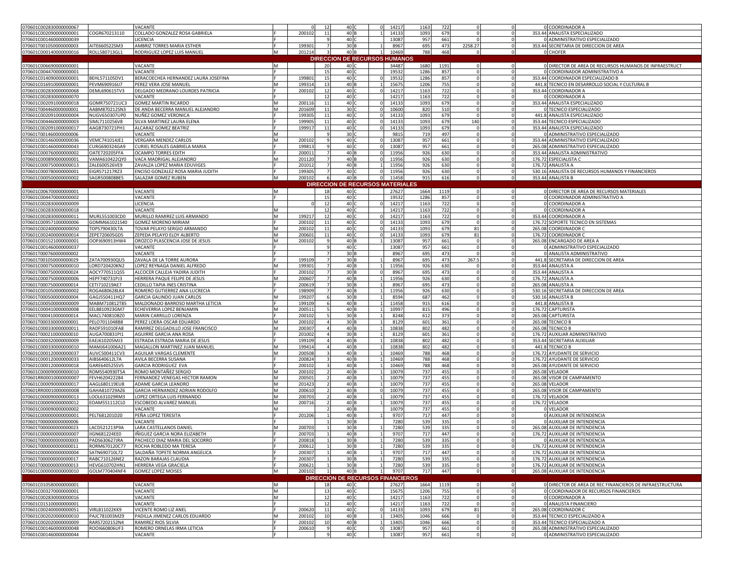| | | | | | | | | | | | | | | | |
|---|---|---|---|---|---|---|---|---|---|---|---|---|---|---|---|
| 070601C002830000000067 | | VACANTE | | 0 | 12 | 40 | C | 0 | 14217 | 1163 | 722 | 0 | 0 | 0 | COORDINADOR A |
| 070601C002090000000001 | COGR670213110 | COLLADO GONZALEZ ROSA GABRIELA | F | 200102 | 11 | 40 | B | 1 | 14133 | 1093 | 679 | 0 | 0 | 353.44 | ANALISTA ESPECIALIZADO |
| 070601C001460000000039 | | LICENCIA | F | | 9 | 40 | C | | 13087 | 957 | 661 | 0 | 0 | 0 | ADMINISTRATIVO ESPECIALIZADO |
| 070601T001050000000003 | AITE660522SM3 | AMBRIZ TORRES MARIA ESTHER | F | 199301 | 7 | 30 | B | 1 | 8967 | 695 | 473 | 2258.27 | 0 | 353.44 | SECRETARIA DE DIRECCION DE AREA |
| 070601C000140000000016 | ROLL580713GL1 | RODRIGUEZ LOPEZ LUIS MANUEL | M | 201214 | 3 | 40 | B | 1 | 10469 | 788 | 468 | 0 | 0 | 0 | CHOFER |
| **DIRECCION DE RECURSOS HUMANOS** | | | | | | | | | | | | | | | |
| 070601C006690000000001 | | VACANTE | M | | 20 | 40 | C | | 34487 | 1680 | 1191 | 0 | 0 | 0 | DIRECTOR DE AREA DE RECURSOS HUMANOS DE INFRAESTRUCT |
| 070601C004470000000001 | | VACANTE | F | | 15 | 40 | C | | 19532 | 1286 | 857 | 0 | 0 | 0 | COORDINADOR ADMINISTRATIVO A |
| 070601C014090000000001 | BEHL571105DV1 | BERACOECHEA HERNANDEZ LAURA JOSEFINA | F | 199801 | 15 | 40 | C | 0 | 19532 | 1286 | 857 | 0 | 0 | 353.44 | COORDINADOR ESPECIALIZADO B |
| 070601C016910000000001 | PEVM690916IJ7 | PEREZ VERA JOSE MANUEL | M | 199314 | 13 | 40 | B | 1 | 15675 | 1206 | 755 | 0 | 0 | 441.8 | TECNICO EN DESARROLLO SOCIAL Y CULTURAL B |
| 070601C002830000000068 | DEML690615TV3 | DELGADO MEDRANO LOURDES PATRICIA | F | 200102 | 12 | 40 | C | 0 | 14217 | 1163 | 722 | 0 | 0 | 353.44 | COORDINADOR A |
| 070601C002830000000070 | | VACANTE | | | 12 | 40 | C | | 14217 | 1163 | 722 | 0 | 0 | 0 | COORDINADOR A |
| 070601C002091000000018 | GOMR750721UC3 | GOMEZ MARTIN RICARDO | M | 200116 | 11 | 40 | C | 0 | 14133 | 1093 | 679 | 0 | 0 | 353.44 | ANALISTA ESPECIALIZADO |
| 070601T004460000000001 | AABM870212SN3 | DE ANDA BECERRA MANUEL ALEJANDRO | M | 201609 | 11 | 30 | C | 0 | 10600 | 820 | 510 | 0 | 0 | 0 | TECNICO ESPECIALIZADO |
| 070601C002091000000004 | NUGV650307UP0 | NUÑEZ GOMEZ VERONICA | F | 199305 | 11 | 40 | C | 0 | 14133 | 1093 | 679 | 0 | 0 | 441.8 | ANALISTA ESPECIALIZADO |
| 070601C004460000000003 | SIML7110256V8 | SILVA MARTINEZ LAURA ELENA | F | 199905 | 11 | 40 | C | 0 | 14133 | 1093 | 679 | 140 | 0 | 353.44 | TECNICO ESPECIALIZADO |
| 070601C002091000000017 | AAGB730721PH1 | ALCARAZ GOMEZ BEATRIZ | F | 199917 | 11 | 40 | C | 0 | 14133 | 1093 | 679 | 0 | 0 | 353.44 | ANALISTA ESPECIALIZADO |
| 070601T001460000000006 | | VACANTE | M | | 9 | 30 | C | | 9815 | 719 | 497 | 0 | 0 | 0 | ADMINISTRATIVO ESPECIALIZADO |
| 070601C001460000000036 | VEMC741014JE1 | VERGARA MENDEZ CARLOS | M | 200102 | 9 | 40 | C | 0 | 13087 | 957 | 661 | 0 | 0 | 353.44 | ADMINISTRATIVO ESPECIALIZADO |
| 070601C001460000000043 | CURG690324GA9 | CURIEL ROSALES GABRIELA MARIA | F | 199813 | 9 | 40 | C | 0 | 13087 | 957 | 661 | 0 | 0 | 265.08 | ADMINISTRATIVO ESPECIALIZADO |
| 070601C000760000000002 | OATE720205FFA | OCAMPO TORRES EDITH | F | 200011 | 7 | 40 | B | 0 | 11956 | 926 | 630 | 0 | 0 | 353.44 | ANALISTA ADMINISTRATIVO |
| 070601C000890000000001 | VAMA610422QY0 | VACA MADRIGAL ALEJANDRO | M | 201120 | 7 | 40 | B | 0 | 11956 | 926 | 630 | 0 | 0 | 176.72 | ESPECIALISTA C |
| 070601C000750000000013 | ZALE600526VE9 | ZAVALZA LOPEZ MARIA EDUVIGES | F | 201012 | 7 | 40 | B | 1 | 11956 | 926 | 630 | 0 | 0 | 176.72 | ANALISTA A |
| 070601C000780000000001 | EIGR571217RZ3 | ENCISO GONZALEZ ROSA MARIA JUDITH | F | 199305 | 7 | 40 | C | 0 | 11956 | 926 | 630 | 0 | 0 | 530.16 | ANALISTA DE RECURSOS HUMANOS Y FINANCIEROS |
| 070601C000500000000002 | SAGR500808BE5 | SALAZAR GOMEZ RUBEN | M | 200102 | 6 | 40 | B | 0 | 11458 | 915 | 616 | 0 | 0 | 353.44 | ANALISTA B |
| **DIRECCION DE RECURSOS MATERIALES** | | | | | | | | | | | | | | | |
| 070601C006700000000001 | | VACANTE | M | | 18 | 40 | C | | 27627 | 1664 | 1119 | 0 | 0 | 0 | DIRECTOR DE AREA DE RECURSOS MATERIALES |
| 070601C004470000000002 | | VACANTE | F | | 15 | 40 | C | | 19532 | 1286 | 857 | 0 | 0 | 0 | COORDINADOR ADMINISTRATIVO A |
| 070601C002830000000009 | | LICENCIA | | 0 | 12 | 40 | C | 0 | 14217 | 1163 | 722 | 0 | 0 | 0 | COORDINADOR A |
| 070601C002830000000018 | | VACANTE | M | | 12 | 40 | C | | 14217 | 1163 | 722 | 0 | 0 | 0 | COORDINADOR A |
| 070601C002830000000011 | MURL551003CD0 | MURILLO RAMIREZ LUIS ARMANDO | M | 199217 | 12 | 40 | C | 0 | 14217 | 1163 | 722 | 0 | 0 | 353.44 | COORDINADOR A |
| 070601C009571000000006 | GOMM661021S40 | GOMEZ MORENO MIRIAM | F | 200102 | 11 | 40 | C | 0 | 14133 | 1093 | 679 | 0 | 0 | 176.72 | SOPORTE TECNICO EN SISTEMAS |
| 070601C002400000000050 | TOPS790430LTA | TOVAR PELAYO SERGIO ARMANDO | M | 200102 | 11 | 40 | C | 0 | 14133 | 1093 | 679 | 81 | 0 | 265.08 | COORDINADOR C |
| 070601C002400000000014 | ZEPE720605GD5 | ZEPEDA PELAYO ELOY ALBERTO | M | 200601 | 11 | 40 | C | 0 | 14133 | 1093 | 679 | 81 | 0 | 176.72 | COORDINADOR C |
| 070601C001521000000001 | OOPJ690913HW4 | OROZCO PLASCENCIA JOSE DE JESUS | M | 200102 | 9 | 40 | B | 1 | 13087 | 957 | 661 | 0 | 0 | 265.08 | ENCARGADO DE AREA A |
| 070601C001460000000037 | | VACANTE | F | | 9 | 40 | C | | 13087 | 957 | 661 | 0 | 0 | 0 | ADMINISTRATIVO ESPECIALIZADO |
| 070601T000760000000002 | | VACANTE | F | | 7 | 30 | B | | 8967 | 695 | 473 | 0 | 0 | 0 | ANALISTA ADMINISTRATIVO |
| 070601T001050000000029 | ZATA700930QU5 | ZAVALA DE LA TORRE AURORA | F | 199109 | 7 | 30 | B | 1 | 8967 | 695 | 473 | 267.5 | 0 | 441.8 | SECRETARIA DE DIRECCION DE AREA |
| 070601C000750000000010 | LORD720420KN2 | LOPEZ REYNAGA DANIEL ALFREDO | M | 199301 | 7 | 40 | B | 1 | 11956 | 926 | 630 | 0 | 0 | 353.44 | ANALISTA A |
| 070601T000750000000024 | AOCY770511Q55 | ALCOCER CALLEJA YADIRA JUDITH | F | 200102 | 7 | 30 | B | 0 | 8967 | 695 | 473 | 0 | 0 | 353.44 | ANALISTA A |
| 070601C000750000000006 | HEPF740731PJ3 | HERRERA PAQUE FELIPE DE JESUS | M | 200607 | 7 | 40 | B | 1 | 11956 | 926 | 630 | 0 | 0 | 176.72 | ANALISTA A |
| 070601T000750000000014 | CETI710219AE7 | CEDILLO TAPIA INES CRISTINA | F | 200619 | 7 | 30 | B | 1 | 8967 | 695 | 473 | 0 | 0 | 265.08 | ANALISTA A |
| 070601C001050000000002 | ROGA680628LK4 | ROMERO GUTIERREZ ANA LUCRECIA | F | 198909 | 7 | 40 | B | 1 | 11956 | 926 | 630 | 0 | 0 | 530.16 | SECRETARIA DE DIRECCION DE AREA |
| 070601T000500000000004 | GAGJ550411HQ7 | GARCIA GALINDO JUAN CARLOS | M | 199207 | 6 | 30 | B | 1 | 8594 | 687 | 462 | 0 | 0 | 530.16 | ANALISTA B |
| 070601C000500000000009 | MABM710812T85 | MALDONADO BARROSO MARTHA LETICIA | F | 199109 | 6 | 40 | B | 1 | 11458 | 915 | 616 | 0 | 0 | 441.8 | ANALISTA B |
| 070601C000410000000008 | EELB810923GM7 | ECHEVERRIA LOPEZ BENJAMIN | M | 200511 | 5 | 40 | B | 1 | 10997 | 815 | 496 | 0 | 0 | 176.72 | CAPTURISTA |
| 070601T000410000000014 | MACL740810BZ0 | MARIN CARRILLO LORENZA | F | 200102 | 5 | 30 | B | 1 | 8248 | 612 | 373 | 0 | 0 | 265.08 | CAPTURISTA |
| 070601T000330000000001 | PELO7011048B8 | PEREZ LOERA OSCAR EDUARDO | M | 200102 | 4 | 30 | B | 1 | 8129 | 601 | 361 | 0 | 0 | 265.08 | TECNICO B |
| 070601C000330000000011 | RADF591010FA8 | RAMIREZ DELGADILLO JOSE FRANCISCO | M | 200307 | 4 | 40 | B | 1 | 10838 | 802 | 482 | 0 | 0 | 265.08 | TECNICO B |
| 070601T000210000000010 | AUGA700831PI1 | AGUIRRE GARCIA ANA ROSA | F | 201002 | 4 | 30 | B | 1 | 8129 | 601 | 361 | 0 | 0 | 176.72 | AUXILIAR ADMINISTRATIVO |
| 070601C000320000000009 | EAEJ610205MJ3 | ESTRADA ESTRADA MARIA DE JESUS | F | 199109 | 4 | 40 | B | 1 | 10838 | 802 | 482 | 0 | 0 | 353.44 | SECRETARIA AUXILIAR |
| 070601C000330000000010 | MAMJ641006A21 | MAGALLON MARTINEZ JUAN MANUEL | M | 199414 | 4 | 40 | B | 1 | 10838 | 802 | 482 | 0 | 0 | 441.8 | TECNICO B |
| 070601C000120000000037 | AUVC500411CV3 | AGUILAR VARGAS CLEMENTE | M | 200508 | 3 | 40 | B | 1 | 10469 | 788 | 468 | 0 | 0 | 176.72 | AYUDANTE DE SERVICIO |
| 070601C000120000000033 | AIBS640612L7A | AVILA BECERRA SUSANA | F | 200824 | 3 | 40 | B | 1 | 10469 | 788 | 468 | 0 | 0 | 176.72 | AYUDANTE DE SERVICIO |
| 070601C000120000000018 | GARE640525SV5 | GARCIA RODRIGUEZ EVA | F | 200102 | 3 | 40 | B | 1 | 10469 | 788 | 468 | 0 | 0 | 265.08 | AYUDANTE DE SERVICIO |
| 070601C000090000000010 | ROMS540930T5A | ROMO MONTAÑEZ SERGIO | M | 200102 | 2 | 40 | B | 1 | 10079 | 737 | 455 | 0 | 0 | 265.08 | VELADOR |
| 070601RR00010000000007 | FEVH620422284 | FERNANDEZ VENEGAS HECTOR RAMON | M | 200501 | 2 | 40 | B | 1 | 10079 | 737 | 455 | 0 | 0 | 265.08 | VISOR DE CAMPAMENTO |
| 070601C000090000000017 | AAGL680119EU8 | ADAME GARCIA LEANDRO | M | 201423 | 2 | 40 | B | 1 | 10079 | 737 | 455 | 0 | 0 | 265.08 | VELADOR |
| 070601RR00010000000008 | GAHA810729AZ6 | GARCIA HERNANDEZ ADRIAN RODOLFO | M | 200610 | 2 | 40 | B | 0 | 10079 | 737 | 455 | 0 | 0 | 265.08 | VISOR DE CAMPAMENTO |
| 070601C000090000000013 | LOOL631029RM3 | LOPEZ ORTEGA LUIS FERNANDO | M | 200703 | 2 | 40 | B | 1 | 10079 | 737 | 455 | 0 | 0 | 176.72 | VELADOR |
| 070601C000090000000012 | EOAM551112CL0 | ESCOBEDO ALVAREZ MANUEL | M | 200716 | 2 | 40 | B | 1 | 10079 | 737 | 455 | 0 | 0 | 176.72 | VELADOR |
| 070601C000090000000002 | | VACANTE | M | | 2 | 40 | B | | 10079 | 737 | 455 | 0 | 0 | 0 | VELADOR |
| 070601C000000000000001 | PELT681201D20 | PEÑA LOPEZ TERESITA | F | 201206 | 1 | 40 | B | 1 | 9707 | 717 | 447 | 0 | 0 | 0 | AUXILIAR DE INTENDENCIA |
| 070601T000000000000006 | | VACANTE | F | | 1 | 30 | B | | 7280 | 539 | 335 | 0 | 0 | 0 | AUXILIAR DE INTENDENCIA |
| 070601T000000000000023 | LACD521213P9A | LARA CASTELLANOS DANIEL | M | 200703 | 1 | 30 | B | 1 | 7280 | 539 | 335 | 0 | 0 | 265.08 | AUXILIAR DE INTENDENCIA |
| 070601C000000000000007 | IIGN681224EE0 | IÑIGUEZ GARCIA NORA ELIZABETH | F | 200703 | 1 | 40 | B | 1 | 9707 | 717 | 447 | 0 | 0 | 176.72 | AUXILIAR DE INTENDENCIA |
| 070601T000000000000003 | PADS630627JRA | PACHECO DIAZ MARIA DEL SOCORRO | F | 200818 | 1 | 30 | B | 1 | 7280 | 539 | 335 | 0 | 0 | 0 | AUXILIAR DE INTENDENCIA |
| 070601T000000000000011 | RORM670120C77 | ROCHA ROBLEDO MA TERESA | F | 200612 | 1 | 30 | B | 1 | 7280 | 539 | 335 | 0 | 0 | 176.72 | AUXILIAR DE INTENDENCIA |
| 070601C000000000000004 | SATN690710L72 | SALDAÑA TOPETE NORMA ANGELICA | F | 200307 | 1 | 40 | B | 1 | 9707 | 717 | 447 | 0 | 0 | 176.72 | AUXILIAR DE INTENDENCIA |
| 070601T000000000000017 | RABC710126NE2 | RAZON BARAJAS CLAUDIA | F | 200307 | 1 | 30 | B | 1 | 7280 | 539 | 335 | 0 | 0 | 176.72 | AUXILIAR DE INTENDENCIA |
| 070601T000000000000013 | HEVG610702HN1 | HERRERA VEGA GRACIELA | F | 200621 | 1 | 30 | B | 1 | 7280 | 539 | 335 | 0 | 0 | 176.72 | AUXILIAR DE INTENDENCIA |
| 070601C000000000000010 | GOLM770404NF4 | GOMEZ LOPEZ MOISES | M | 200102 | 1 | 40 | B | 1 | 9707 | 717 | 447 | 0 | 0 | 265.08 | AUXILIAR DE INTENDENCIA |
| **DIRECCION DE RECURSOS FINANCIEROS** | | | | | | | | | | | | | | | |
| 070601C010580000000001 | | VACANTE | M | | 18 | 40 | C | | 27627 | 1664 | 1119 | 0 | 0 | 0 | DIRECTOR DE AREA DE REC FINANCIEROS DE INFRAESTRUCTURA |
| 070601C003270000000001 | | VACANTE | M | | 13 | 40 | C | | 15675 | 1206 | 755 | 0 | 0 | 0 | COORDINADOR DE RECURSOS FINANCIEROS |
| 070601C002830000000016 | | VACANTE | M | | 12 | 40 | C | | 14217 | 1163 | 722 | 0 | 0 | 0 | COORDINADOR A |
| 070601C015100000000001 | | VACANTE | F | | 12 | 40 | C | | 14217 | 1163 | 722 | 0 | 0 | 0 | ANALISTA FINANCIERO |
| 070601C002400000000051 | VIRL811022KK9 | VICENTE ROMO LIZ ANEL | F | 200620 | 11 | 40 | C | 0 | 14133 | 1093 | 679 | 81 | 0 | 265.08 | COORDINADOR C |
| 070601C002020000000010 | PAJC781003M29 | PADILLA JIMENEZ CARLOS EDUARDO | M | 200102 | 10 | 40 | B | 1 | 13405 | 1046 | 666 | 0 | 0 | 353.44 | TECNICO ESPECIALIZADO A |
| 070601C002020000000009 | RARS7202152N4 | RAMIREZ RIOS SILVIA | F | 200102 | 10 | 40 | B | 1 | 13405 | 1046 | 666 | 0 | 0 | 353.44 | TECNICO ESPECIALIZADO A |
| 070601C001460000000048 | ROOI660806UF3 | ROMERO ORNELAS IRMA LETICIA | F | 200610 | 9 | 40 | C | 0 | 13087 | 957 | 661 | 0 | 0 | 265.08 | ADMINISTRATIVO ESPECIALIZADO |
| 070601C001460000000044 | | VACANTE | F | | 9 | 40 | C | | 13087 | 957 | 661 | 0 | 0 | 0 | ADMINISTRATIVO ESPECIALIZADO |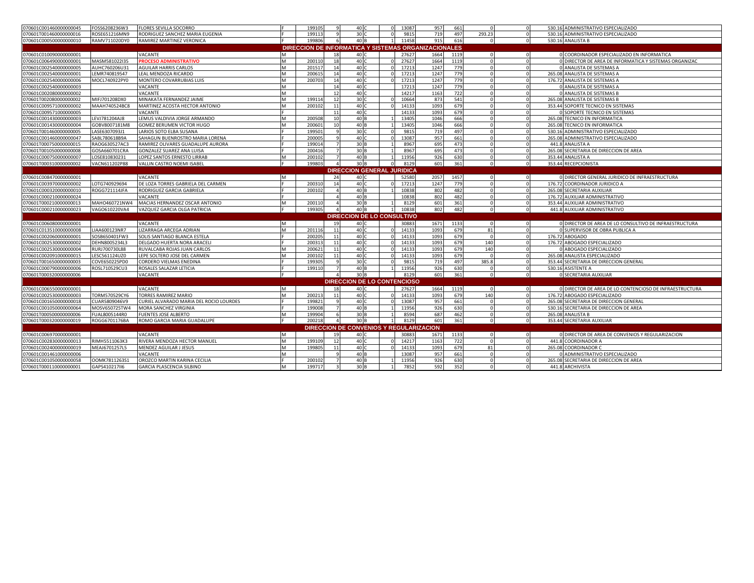| | | | | | | | | | | | | | | | |
|---|---|---|---|---|---|---|---|---|---|---|---|---|---|---|---|
| 070601C001460000000045 | FOSS6208236W3 | FLORES SEVILLA SOCORRO | F | 199105 | 9 | 40 | C | 0 | 13087 | 957 | 661 | 0 | 0 | 530.16 | ADMINISTRATIVO ESPECIALIZADO |
| 070601C001460000000016 | ROSE651216MN9 | RODRIGUEZ SANCHEZ MARIA EUGENIA | F | 199113 | 9 | 30 | C | 0 | 9815 | 719 | 497 | 293.23 | 0 | 530.16 | ADMINISTRATIVO ESPECIALIZADO |
| 070601C000500000000010 | RAMV711020DY0 | RAMIREZ MARTINEZ VERONICA | F | 199806 | 6 | 40 | B | 1 | 11458 | 915 | 616 | 0 | 0 | 530.16 | ANALISTA B |
| **DIRECCION DE INFORMATICA Y SISTEMAS ORGANIZACIONALES** | | | | | | | | | | | | | | | |
| 070601C010090000000001 | | VACANTE | M | | 18 | 40 | C | | 27627 | 1664 | 1119 | 0 | 0 | 0 | COORDINADOR ESPECIALIZADO EN INFORMATICA |
| 070601C006490000000001 | MASM581022I35 | **PROCESO ADMINISTRATIVO** | M | 200110 | 18 | 40 | C | 0 | 27627 | 1664 | 1119 | 0 | 0 | 0 | DIRECTOR DE AREA DE INFORMATICA Y SISTEMAS ORGANIZAC |
| 070601C002540000000005 | AUHC760206U31 | AGUILAR HARRIS CARLOS | M | 201517 | 14 | 40 | C | 0 | 17213 | 1247 | 779 | 0 | 0 | 0 | ANALISTA DE SISTEMAS A |
| 070601C002540000000001 | LEMR740819547 | LEAL MENDOZA RICARDO | M | 200615 | 14 | 40 | C | 0 | 17213 | 1247 | 779 | 0 | 0 | 265.08 | ANALISTA DE SISTEMAS A |
| 070601C002540000000006 | MOCL740922PY0 | MONTERO COVARRUBIAS LUIS | M | 200703 | 14 | 40 | C | 0 | 17213 | 1247 | 779 | 0 | 0 | 176.72 | ANALISTA DE SISTEMAS A |
| 070601C002540000000003 | | VACANTE | M | | 14 | 40 | C | | 17213 | 1247 | 779 | 0 | 0 | 0 | ANALISTA DE SISTEMAS A |
| 070601C002080000000002 | | VACANTE | M | | 12 | 40 | C | | 14217 | 1163 | 722 | 0 | 0 | 0 | ANALISTA DE SISTEMAS B |
| 070601T002080000000002 | MIFJ701208DX0 | MINAKATA FERNANDEZ JAIME | M | 199114 | 12 | 30 | C | 0 | 10664 | 873 | 541 | 0 | 0 | 265.08 | ANALISTA DE SISTEMAS B |
| 070601C009571000000002 | MAAH740524BC8 | MARTINEZ ACOSTA HECTOR ANTONIO | M | 200102 | 11 | 40 | C | 0 | 14133 | 1093 | 679 | 0 | 0 | 353.44 | SOPORTE TECNICO EN SISTEMAS |
| 070601C009571000000005 | | VACANTE | F | | 11 | 40 | C | | 14133 | 1093 | 679 | 0 | 0 | 0 | SOPORTE TECNICO EN SISTEMAS |
| 070601C001430000000003 | LEVJ781204AJ8 | LEMUS VALDIVIA JORGE ARMANDO | M | 200508 | 10 | 40 | B | 1 | 13405 | 1046 | 666 | 0 | 0 | 265.08 | TECNICO EN INFORMATICA |
| 070601C001430000000004 | GOBV8007181M8 | GOMEZ BERUMEN VICTOR HUGO | M | 200601 | 10 | 40 | B | 1 | 13405 | 1046 | 666 | 0 | 0 | 265.08 | TECNICO EN INFORMATICA |
| 070601T001460000000005 | LASE6307093J1 | LARIOS SOTO ELBA SUSANA | F | 199501 | 9 | 30 | C | 0 | 9815 | 719 | 497 | 0 | 0 | 530.16 | ADMINISTRATIVO ESPECIALIZADO |
| 070601C001460000000047 | SABL780618B9A | SAHAGUN BUENROSTRO MARIA LORENA | F | 200005 | 9 | 40 | C | 0 | 13087 | 957 | 661 | 0 | 0 | 265.08 | ADMINISTRATIVO ESPECIALIZADO |
| 070601T000750000000015 | RAOG630527AC3 | RAMIREZ OLIVARES GUADALUPE AURORA | F | 199014 | 7 | 30 | B | 1 | 8967 | 695 | 473 | 0 | 0 | 441.8 | ANALISTA A |
| 070601T001050000000008 | GOSA660701CRA | GONZALEZ SUAREZ ANA LUISA | F | 200416 | 7 | 30 | B | 1 | 8967 | 695 | 473 | 0 | 0 | 265.08 | SECRETARIA DE DIRECCION DE AREA |
| 070601C000750000000007 | LOSE810830231 | LOPEZ SANTOS ERNESTO LIRRAB | M | 200102 | 7 | 40 | B | 1 | 11956 | 926 | 630 | 0 | 0 | 353.44 | ANALISTA A |
| 070601T000310000000002 | VACN611202P88 | VALLIN CASTRO NOEMI ISABEL | F | 199803 | 4 | 30 | B | 0 | 8129 | 601 | 361 | 0 | 0 | 353.44 | RECEPCIONISTA |
| **DIRECCION GENERAL JURIDICA** | | | | | | | | | | | | | | | |
| 070601C008470000000001 | | VACANTE | M | | 24 | 40 | C | | 52580 | 2057 | 1457 | 0 | 0 | 0 | DIRECTOR GENERAL JURIDICO DE INFRAESTRUCTURA |
| 070601C003970000000002 | LOTG740929694 | DE LOZA TORRES GABRIELA DEL CARMEN | F | 200310 | 14 | 40 | C | 0 | 17213 | 1247 | 779 | 0 | 0 | 176.72 | COORDINADOR JURIDICO A |
| 070601C000320000000010 | ROGG721114JFA | RODRIGUEZ GARCIA GABRIELA | F | 200102 | 4 | 40 | B | 1 | 10838 | 802 | 482 | 0 | 0 | 265.08 | SECRETARIA AUXILIAR |
| 070601C000210000000024 | | VACANTE | F | | 4 | 40 | B | | 10838 | 802 | 482 | 0 | 0 | 176.72 | AUXILIAR ADMINISTRATIVO |
| 070601T000210000000013 | MAHO460721NW4 | MACIAS HERNANDEZ OSCAR ANTONIO | M | 200110 | 4 | 30 | B | 1 | 8129 | 601 | 361 | 0 | 0 | 353.44 | AUXILIAR ADMINISTRATIVO |
| 070601C000210000000023 | VAGO610220VA4 | VAZQUEZ GARCIA OLGA PATRICIA | F | 199305 | 4 | 40 | B | 1 | 10838 | 802 | 482 | 0 | 0 | 441.8 | AUXILIAR ADMINISTRATIVO |
| **DIRECCION DE LO CONSULTIVO** | | | | | | | | | | | | | | | |
| 070601C006080000000001 | | VACANTE | M | | 19 | 40 | C | | 30883 | 1671 | 1133 | 0 | 0 | 0 | DIRECTOR DE AREA DE LO CONSULTIVO DE INFRAESTRUCTURA |
| 070601C013510000000008 | LIAA600123NR7 | LIZARRAGA ARCEGA ADRIAN | M | 201116 | 11 | 40 | C | 0 | 14133 | 1093 | 679 | 81 | 0 | 0 | SUPERVISOR DE OBRA PUBLICA A |
| 070601C002060000000001 | SOSB650401FW3 | SOLIS SANTIAGO BLANCA ESTELA | F | 200205 | 11 | 40 | C | 0 | 14133 | 1093 | 679 | 0 | 0 | 176.72 | ABOGADO |
| 070601C002530000000002 | DEHN8005234L3 | DELGADO HUERTA NORA ARACELI | F | 200313 | 11 | 40 | C | 0 | 14133 | 1093 | 679 | 140 | 0 | 176.72 | ABOGADO ESPECIALIZADO |
| 070601C002530000000004 | RURJ700730L88 | RUVALCABA ROJAS JUAN CARLOS | M | 200621 | 11 | 40 | C | 0 | 14133 | 1093 | 679 | 140 | 0 | 0 | ABOGADO ESPECIALIZADO |
| 070601C002091000000015 | LESC561124UZ0 | LEPE SOLTERO JOSE DEL CARMEN | M | 200102 | 11 | 40 | C | 0 | 14133 | 1093 | 679 | 0 | 0 | 265.08 | ANALISTA ESPECIALIZADO |
| 070601T001650000000003 | COVE650225PD0 | CORDERO VIELMAS ENEDINA | F | 199305 | 9 | 30 | C | 0 | 9815 | 719 | 497 | 385.8 | 0 | 353.44 | SECRETARIA DE DIRECCION GENERAL |
| 070601C000790000000006 | ROSL710529CU3 | ROSALES SALAZAR LETICIA | F | 199110 | 7 | 40 | B | 1 | 11956 | 926 | 630 | 0 | 0 | 530.16 | ASISTENTE A |
| 070601T000320000000006 | | VACANTE | F | | 4 | 30 | B | | 8129 | 601 | 361 | 0 | 0 | 0 | SECRETARIA AUXILIAR |
| **DIRECCION DE LO CONTENCIOSO** | | | | | | | | | | | | | | | |
| 070601C006550000000001 | | VACANTE | M | | 18 | 40 | C | | 27627 | 1664 | 1119 | 0 | 0 | 0 | DIRECTOR DE AREA DE LO CONTENCIOSO DE INFRAESTRUCTURA |
| 070601C002530000000003 | TORM570529CY6 | TORRES RAMIREZ MARIO | M | 200213 | 11 | 40 | C | 0 | 14133 | 1093 | 679 | 140 | 0 | 176.72 | ABOGADO ESPECIALIZADO |
| 070601C001650000000018 | CUAR5809046V9 | CURIEL ALVARADO MARIA DEL ROCIO LOURDES | F | 199821 | 9 | 40 | C | 0 | 13087 | 957 | 661 | 0 | 0 | 265.08 | SECRETARIA DE DIRECCION GENERAL |
| 070601C001050000000064 | MOSV650725TW4 | MORA SANCHEZ VIRGINIA | F | 199008 | 7 | 40 | B | 1 | 11956 | 926 | 630 | 0 | 0 | 530.16 | SECRETARIA DE DIRECCION DE AREA |
| 070601T000500000000006 | FUAL8005144R0 | FUENTES JOSE ALBERTO | M | 199904 | 6 | 30 | B | 1 | 8594 | 687 | 462 | 0 | 0 | 265.08 | ANALISTA B |
| 070601T000320000000019 | ROGG6701176BA | ROMO GARCIA MARIA GUADALUPE | F | 200218 | 4 | 30 | B | 1 | 8129 | 601 | 361 | 0 | 0 | 353.44 | SECRETARIA AUXILIAR |
| **DIRECCION DE CONVENIOS Y REGULARIZACION** | | | | | | | | | | | | | | | |
| 070601C006970000000001 | | VACANTE | M | | 19 | 40 | C | | 30883 | 1671 | 1133 | 0 | 0 | 0 | DIRECTOR DE AREA DE CONVENIOS Y REGULARIZACION |
| 070601C002830000000013 | RIMH5511063K3 | RIVERA MENDOZA HECTOR MANUEL | M | 199109 | 12 | 40 | C | 0 | 14217 | 1163 | 722 | 0 | 0 | 441.8 | COORDINADOR A |
| 070601C002400000000019 | MEAJ6701257L5 | MENDEZ AGUILAR J JESUS | M | 199805 | 11 | 40 | C | 0 | 14133 | 1093 | 679 | 81 | 0 | 265.08 | COORDINADOR C |
| 070601C001461000000006 | | VACANTE | M | | 9 | 40 | B | | 13087 | 957 | 661 | 0 | 0 | 0 | ADMINISTRATIVO ESPECIALIZADO |
| 070601C001050000000058 | OOMK7811263S1 | OROZCO MARTIN KARINA CECILIA | F | 200102 | 7 | 40 | B | 1 | 11956 | 926 | 630 | 0 | 0 | 265.08 | SECRETARIA DE DIRECCION DE AREA |
| 070601T000110000000001 | GAPS410217II6 | GARCIA PLASCENCIA SILBINO | M | 199717 | 3 | 30 | B | 1 | 7852 | 592 | 352 | 0 | 0 | 441.8 | ARCHIVISTA |